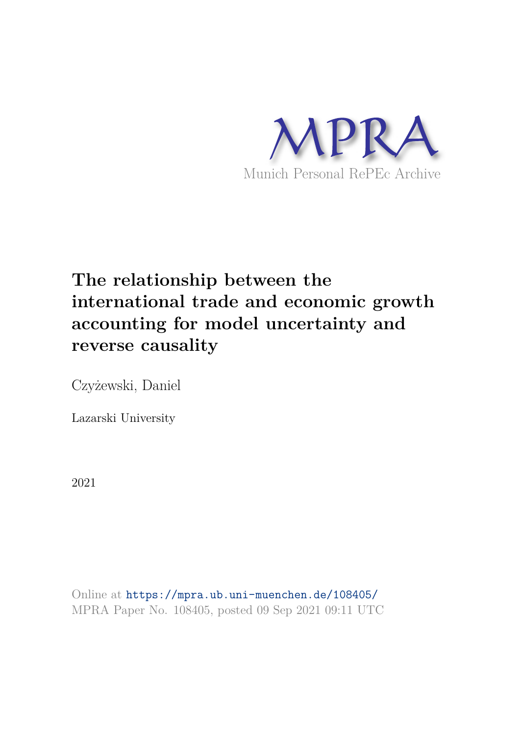MPRA

Munich Personal RePEc Archive

# The relationship between the international trade and economic growth accounting for model uncertainty and reverse causality

Czyżewski, Daniel

Lazarski University

2021

Online at https://mpra.ub.uni-muenchen.de/108405/
MPRA Paper No. 108405, posted 09 Sep 2021 09:11 UTC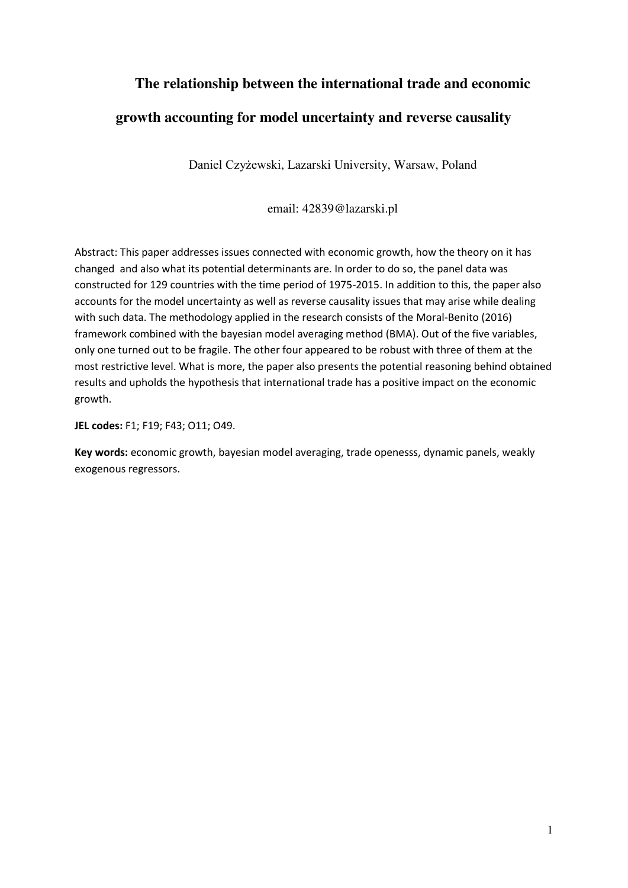# The relationship between the international trade and economic growth accounting for model uncertainty and reverse causality

Daniel Czyżewski, Lazarski University, Warsaw, Poland

email: 42839@lazarski.pl

Abstract: This paper addresses issues connected with economic growth, how the theory on it has changed and also what its potential determinants are. In order to do so, the panel data was constructed for 129 countries with the time period of 1975-2015. In addition to this, the paper also accounts for the model uncertainty as well as reverse causality issues that may arise while dealing with such data. The methodology applied in the research consists of the Moral-Benito (2016) framework combined with the bayesian model averaging method (BMA). Out of the five variables, only one turned out to be fragile. The other four appeared to be robust with three of them at the most restrictive level. What is more, the paper also presents the potential reasoning behind obtained results and upholds the hypothesis that international trade has a positive impact on the economic growth.

**JEL codes:** F1; F19; F43; O11; O49.

**Key words:** economic growth, bayesian model averaging, trade openesss, dynamic panels, weakly exogenous regressors.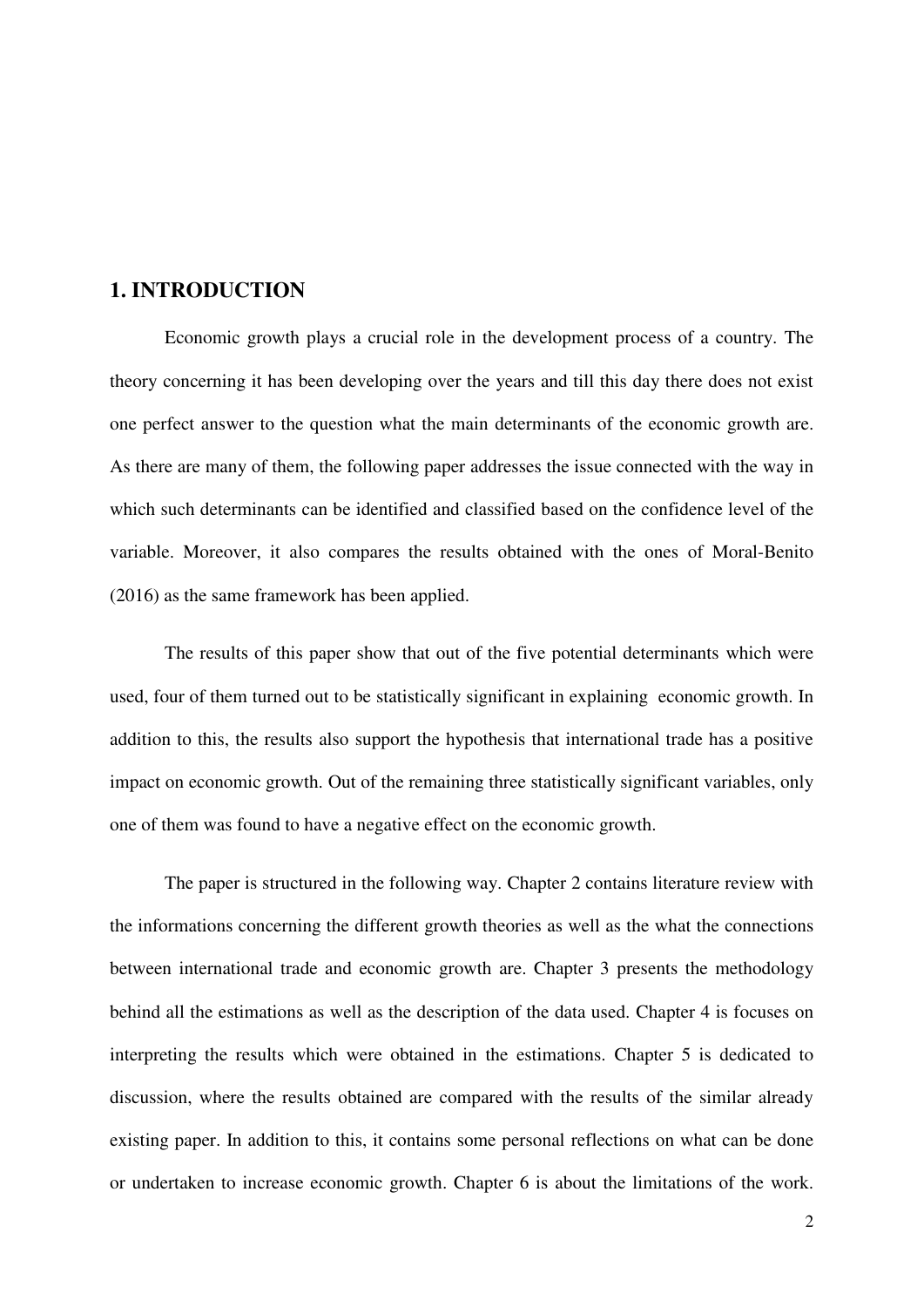# 1. INTRODUCTION

Economic growth plays a crucial role in the development process of a country. The theory concerning it has been developing over the years and till this day there does not exist one perfect answer to the question what the main determinants of the economic growth are. As there are many of them, the following paper addresses the issue connected with the way in which such determinants can be identified and classified based on the confidence level of the variable. Moreover, it also compares the results obtained with the ones of Moral-Benito (2016) as the same framework has been applied.

The results of this paper show that out of the five potential determinants which were used, four of them turned out to be statistically significant in explaining economic growth. In addition to this, the results also support the hypothesis that international trade has a positive impact on economic growth. Out of the remaining three statistically significant variables, only one of them was found to have a negative effect on the economic growth.

The paper is structured in the following way. Chapter 2 contains literature review with the informations concerning the different growth theories as well as the what the connections between international trade and economic growth are. Chapter 3 presents the methodology behind all the estimations as well as the description of the data used. Chapter 4 is focuses on interpreting the results which were obtained in the estimations. Chapter 5 is dedicated to discussion, where the results obtained are compared with the results of the similar already existing paper. In addition to this, it contains some personal reflections on what can be done or undertaken to increase economic growth. Chapter 6 is about the limitations of the work.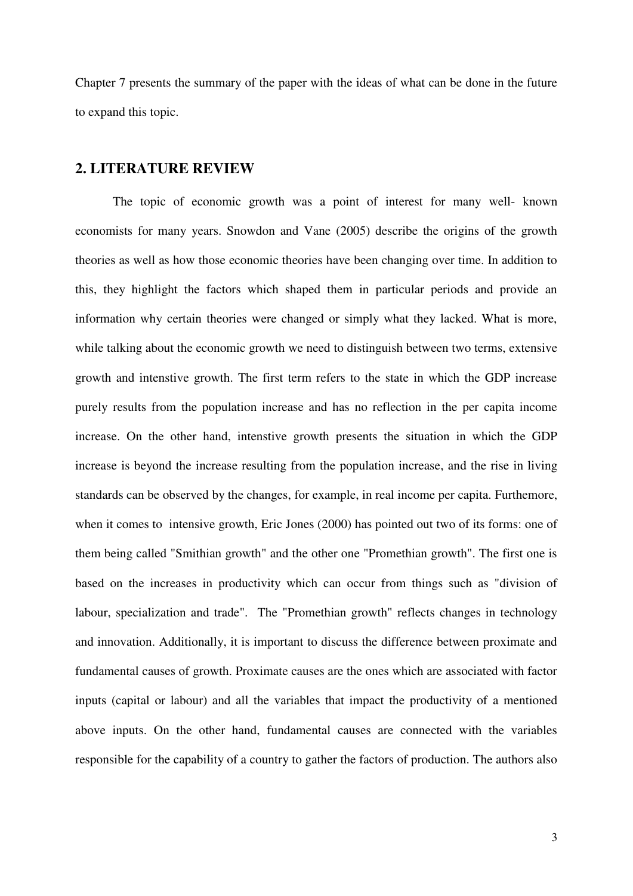Chapter 7 presents the summary of the paper with the ideas of what can be done in the future to expand this topic.

## 2. LITERATURE REVIEW

The topic of economic growth was a point of interest for many well- known economists for many years. Snowdon and Vane (2005) describe the origins of the growth theories as well as how those economic theories have been changing over time. In addition to this, they highlight the factors which shaped them in particular periods and provide an information why certain theories were changed or simply what they lacked. What is more, while talking about the economic growth we need to distinguish between two terms, extensive growth and intenstive growth. The first term refers to the state in which the GDP increase purely results from the population increase and has no reflection in the per capita income increase. On the other hand, intenstive growth presents the situation in which the GDP increase is beyond the increase resulting from the population increase, and the rise in living standards can be observed by the changes, for example, in real income per capita. Furthemore, when it comes to intensive growth, Eric Jones (2000) has pointed out two of its forms: one of them being called "Smithian growth" and the other one "Promethian growth". The first one is based on the increases in productivity which can occur from things such as "division of labour, specialization and trade". The "Promethian growth" reflects changes in technology and innovation. Additionally, it is important to discuss the difference between proximate and fundamental causes of growth. Proximate causes are the ones which are associated with factor inputs (capital or labour) and all the variables that impact the productivity of a mentioned above inputs. On the other hand, fundamental causes are connected with the variables responsible for the capability of a country to gather the factors of production. The authors also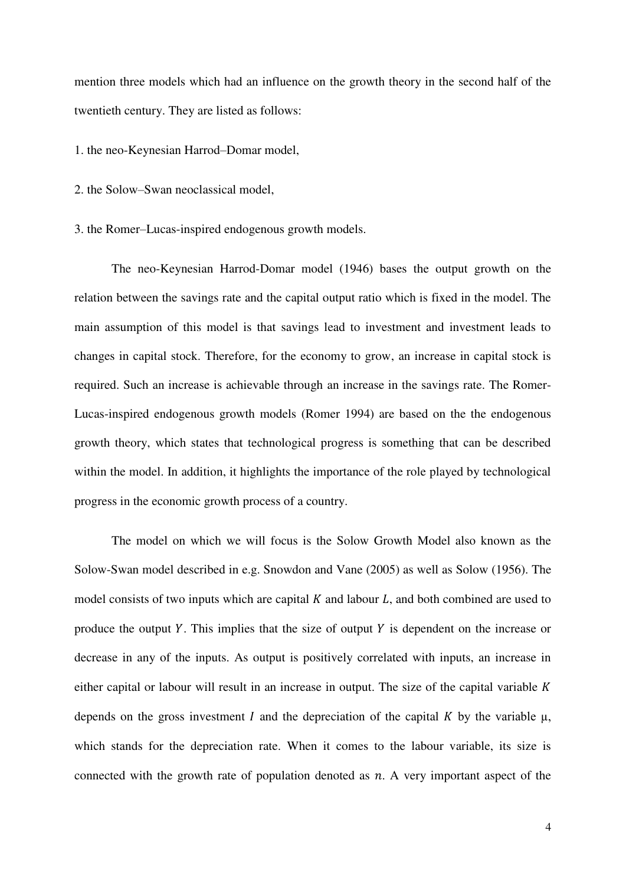mention three models which had an influence on the growth theory in the second half of the twentieth century. They are listed as follows:

1. the neo-Keynesian Harrod–Domar model,

2. the Solow–Swan neoclassical model,

3. the Romer–Lucas-inspired endogenous growth models.

The neo-Keynesian Harrod-Domar model (1946) bases the output growth on the relation between the savings rate and the capital output ratio which is fixed in the model. The main assumption of this model is that savings lead to investment and investment leads to changes in capital stock. Therefore, for the economy to grow, an increase in capital stock is required. Such an increase is achievable through an increase in the savings rate. The Romer-Lucas-inspired endogenous growth models (Romer 1994) are based on the the endogenous growth theory, which states that technological progress is something that can be described within the model. In addition, it highlights the importance of the role played by technological progress in the economic growth process of a country.

The model on which we will focus is the Solow Growth Model also known as the Solow-Swan model described in e.g. Snowdon and Vane (2005) as well as Solow (1956). The model consists of two inputs which are capital $K$ and labour $L$, and both combined are used to produce the output $Y$. This implies that the size of output $Y$ is dependent on the increase or decrease in any of the inputs. As output is positively correlated with inputs, an increase in either capital or labour will result in an increase in output. The size of the capital variable $K$ depends on the gross investment $I$ and the depreciation of the capital $K$ by the variable $\mu$, which stands for the depreciation rate. When it comes to the labour variable, its size is connected with the growth rate of population denoted as $n$. A very important aspect of the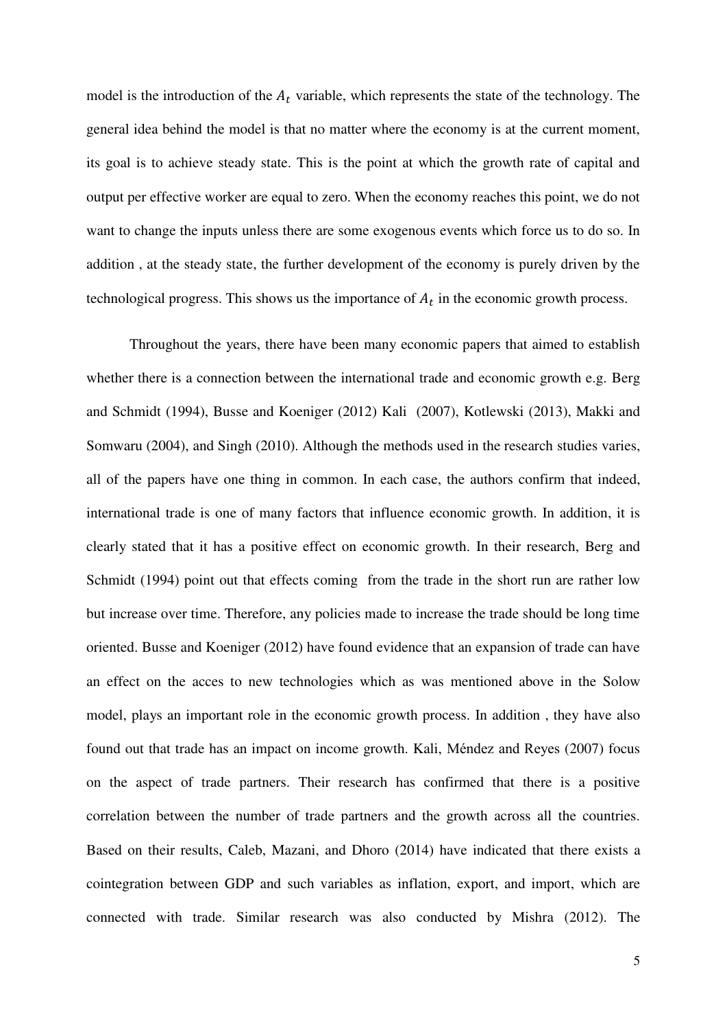model is the introduction of the $A_t$ variable, which represents the state of the technology. The general idea behind the model is that no matter where the economy is at the current moment, its goal is to achieve steady state. This is the point at which the growth rate of capital and output per effective worker are equal to zero. When the economy reaches this point, we do not want to change the inputs unless there are some exogenous events which force us to do so. In addition , at the steady state, the further development of the economy is purely driven by the technological progress. This shows us the importance of $A_t$ in the economic growth process.

Throughout the years, there have been many economic papers that aimed to establish whether there is a connection between the international trade and economic growth e.g. Berg and Schmidt (1994), Busse and Koeniger (2012) Kali (2007), Kotlewski (2013), Makki and Somwaru (2004), and Singh (2010). Although the methods used in the research studies varies, all of the papers have one thing in common. In each case, the authors confirm that indeed, international trade is one of many factors that influence economic growth. In addition, it is clearly stated that it has a positive effect on economic growth. In their research, Berg and Schmidt (1994) point out that effects coming from the trade in the short run are rather low but increase over time. Therefore, any policies made to increase the trade should be long time oriented. Busse and Koeniger (2012) have found evidence that an expansion of trade can have an effect on the acces to new technologies which as was mentioned above in the Solow model, plays an important role in the economic growth process. In addition , they have also found out that trade has an impact on income growth. Kali, Méndez and Reyes (2007) focus on the aspect of trade partners. Their research has confirmed that there is a positive correlation between the number of trade partners and the growth across all the countries. Based on their results, Caleb, Mazani, and Dhoro (2014) have indicated that there exists a cointegration between GDP and such variables as inflation, export, and import, which are connected with trade. Similar research was also conducted by Mishra (2012). The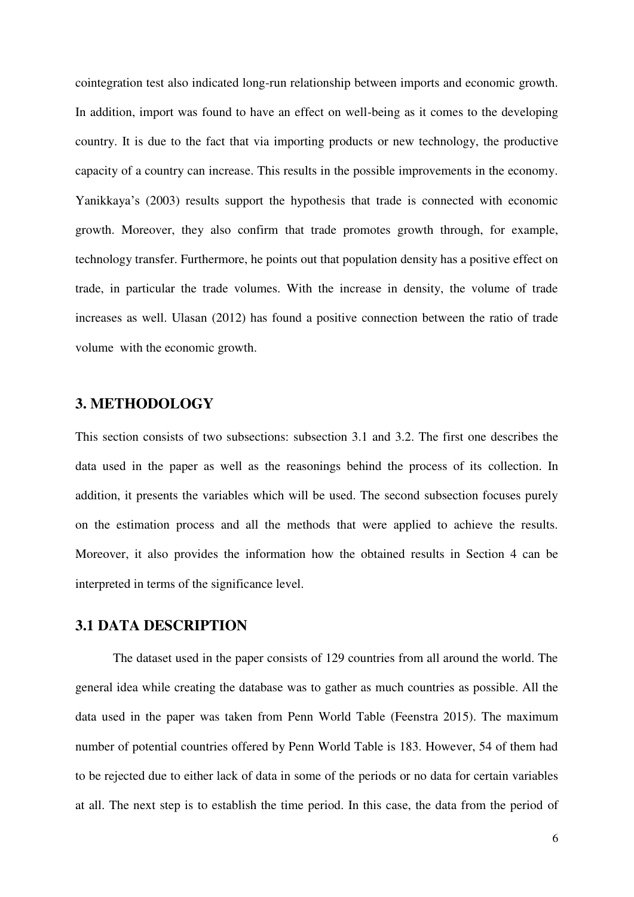cointegration test also indicated long-run relationship between imports and economic growth. In addition, import was found to have an effect on well-being as it comes to the developing country. It is due to the fact that via importing products or new technology, the productive capacity of a country can increase. This results in the possible improvements in the economy. Yanikkaya's (2003) results support the hypothesis that trade is connected with economic growth. Moreover, they also confirm that trade promotes growth through, for example, technology transfer. Furthermore, he points out that population density has a positive effect on trade, in particular the trade volumes. With the increase in density, the volume of trade increases as well. Ulasan (2012) has found a positive connection between the ratio of trade volume with the economic growth.

## 3. METHODOLOGY

This section consists of two subsections: subsection 3.1 and 3.2. The first one describes the data used in the paper as well as the reasonings behind the process of its collection. In addition, it presents the variables which will be used. The second subsection focuses purely on the estimation process and all the methods that were applied to achieve the results. Moreover, it also provides the information how the obtained results in Section 4 can be interpreted in terms of the significance level.

### 3.1 DATA DESCRIPTION

The dataset used in the paper consists of 129 countries from all around the world. The general idea while creating the database was to gather as much countries as possible. All the data used in the paper was taken from Penn World Table (Feenstra 2015). The maximum number of potential countries offered by Penn World Table is 183. However, 54 of them had to be rejected due to either lack of data in some of the periods or no data for certain variables at all. The next step is to establish the time period. In this case, the data from the period of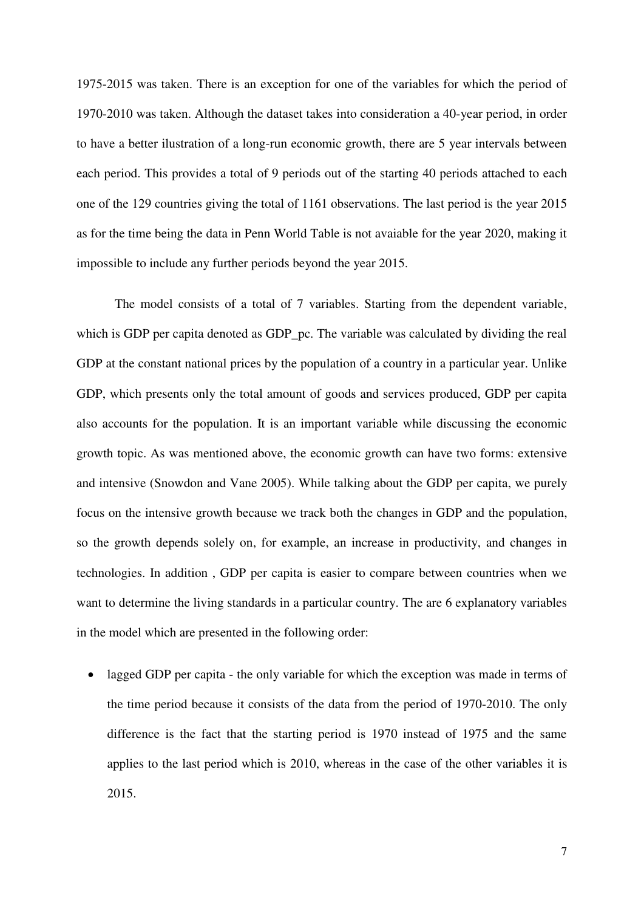1975-2015 was taken. There is an exception for one of the variables for which the period of 1970-2010 was taken. Although the dataset takes into consideration a 40-year period, in order to have a better ilustration of a long-run economic growth, there are 5 year intervals between each period. This provides a total of 9 periods out of the starting 40 periods attached to each one of the 129 countries giving the total of 1161 observations. The last period is the year 2015 as for the time being the data in Penn World Table is not avaiable for the year 2020, making it impossible to include any further periods beyond the year 2015.

The model consists of a total of 7 variables. Starting from the dependent variable, which is GDP per capita denoted as GDP_pc. The variable was calculated by dividing the real GDP at the constant national prices by the population of a country in a particular year. Unlike GDP, which presents only the total amount of goods and services produced, GDP per capita also accounts for the population. It is an important variable while discussing the economic growth topic. As was mentioned above, the economic growth can have two forms: extensive and intensive (Snowdon and Vane 2005). While talking about the GDP per capita, we purely focus on the intensive growth because we track both the changes in GDP and the population, so the growth depends solely on, for example, an increase in productivity, and changes in technologies. In addition , GDP per capita is easier to compare between countries when we want to determine the living standards in a particular country. The are 6 explanatory variables in the model which are presented in the following order:

- lagged GDP per capita - the only variable for which the exception was made in terms of the time period because it consists of the data from the period of 1970-2010. The only difference is the fact that the starting period is 1970 instead of 1975 and the same applies to the last period which is 2010, whereas in the case of the other variables it is 2015.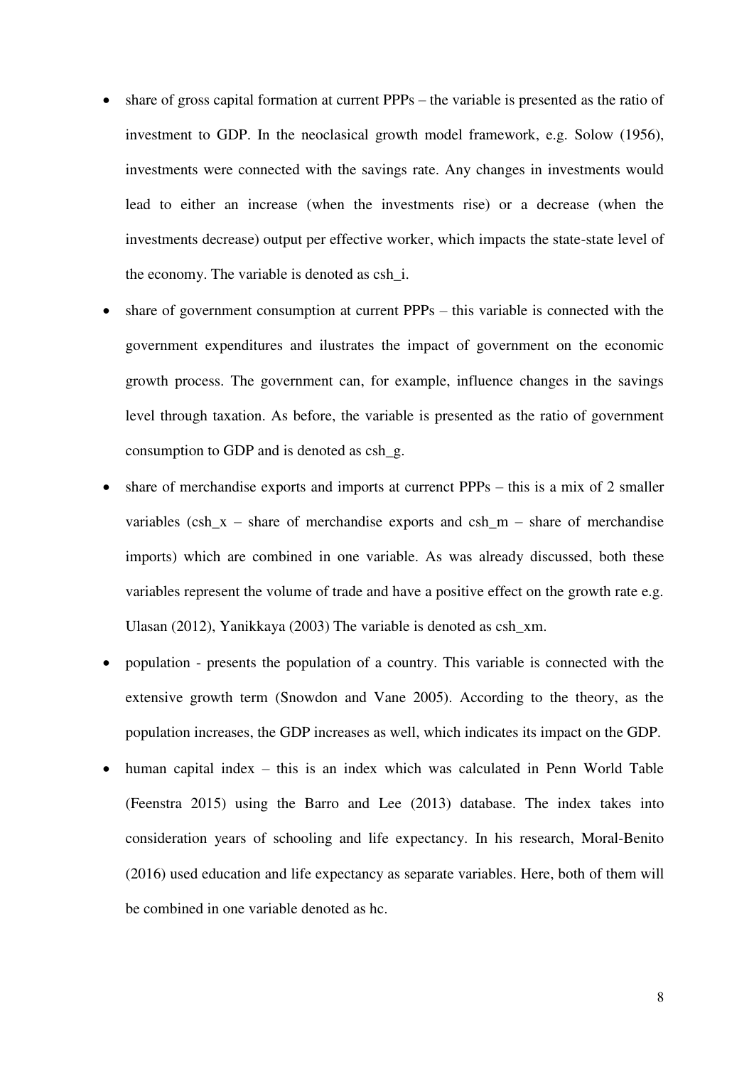- share of gross capital formation at current PPPs – the variable is presented as the ratio of investment to GDP. In the neoclasical growth model framework, e.g. Solow (1956), investments were connected with the savings rate. Any changes in investments would lead to either an increase (when the investments rise) or a decrease (when the investments decrease) output per effective worker, which impacts the state-state level of the economy. The variable is denoted as csh_i.
- share of government consumption at current PPPs – this variable is connected with the government expenditures and ilustrates the impact of government on the economic growth process. The government can, for example, influence changes in the savings level through taxation. As before, the variable is presented as the ratio of government consumption to GDP and is denoted as csh_g.
- share of merchandise exports and imports at currenct PPPs – this is a mix of 2 smaller variables (csh_x – share of merchandise exports and csh_m – share of merchandise imports) which are combined in one variable. As was already discussed, both these variables represent the volume of trade and have a positive effect on the growth rate e.g. Ulasan (2012), Yanikkaya (2003) The variable is denoted as csh_xm.
- population - presents the population of a country. This variable is connected with the extensive growth term (Snowdon and Vane 2005). According to the theory, as the population increases, the GDP increases as well, which indicates its impact on the GDP.
- human capital index – this is an index which was calculated in Penn World Table (Feenstra 2015) using the Barro and Lee (2013) database. The index takes into consideration years of schooling and life expectancy. In his research, Moral-Benito (2016) used education and life expectancy as separate variables. Here, both of them will be combined in one variable denoted as hc.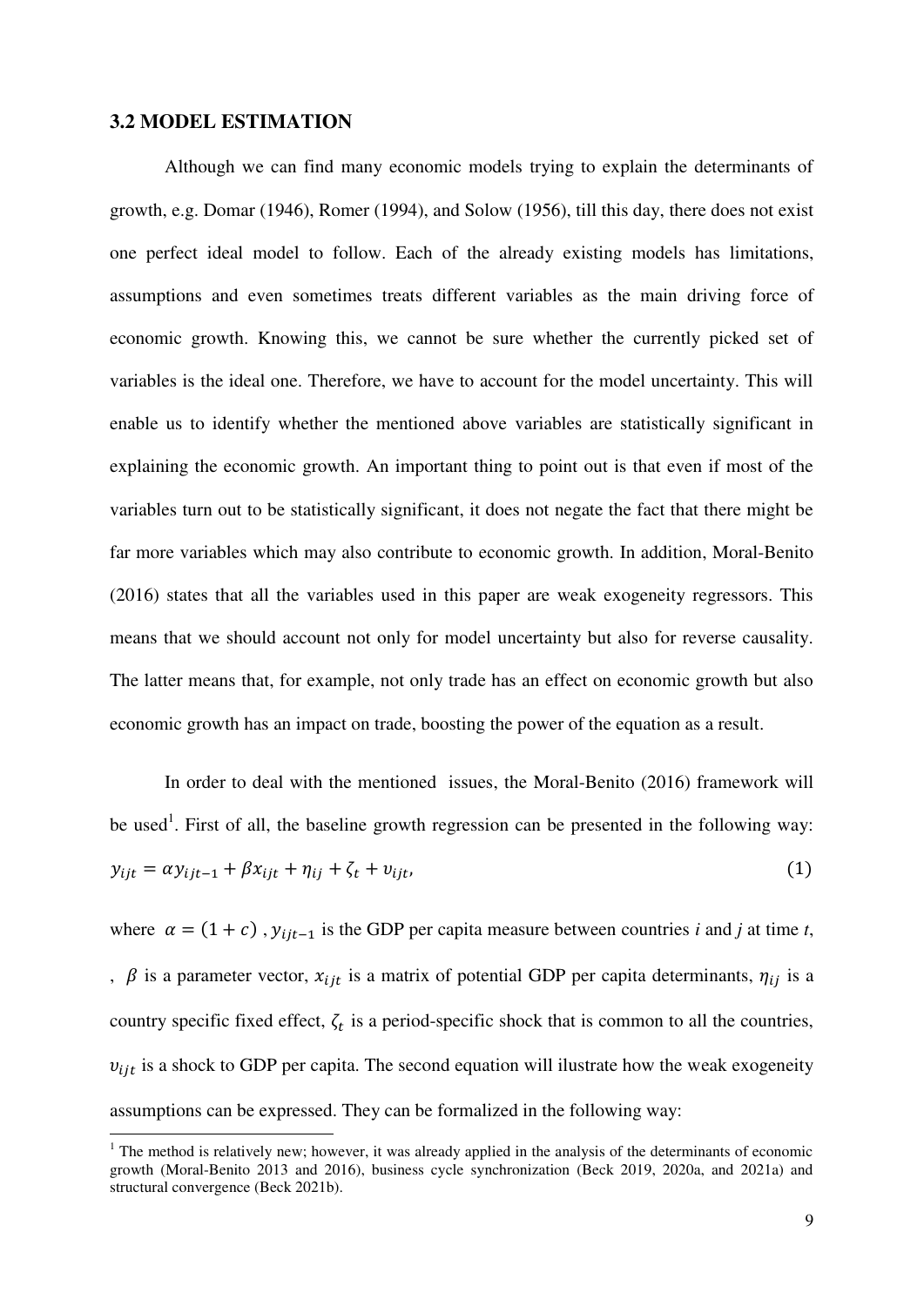### 3.2 MODEL ESTIMATION

Although we can find many economic models trying to explain the determinants of growth, e.g. Domar (1946), Romer (1994), and Solow (1956), till this day, there does not exist one perfect ideal model to follow. Each of the already existing models has limitations, assumptions and even sometimes treats different variables as the main driving force of economic growth. Knowing this, we cannot be sure whether the currently picked set of variables is the ideal one. Therefore, we have to account for the model uncertainty. This will enable us to identify whether the mentioned above variables are statistically significant in explaining the economic growth. An important thing to point out is that even if most of the variables turn out to be statistically significant, it does not negate the fact that there might be far more variables which may also contribute to economic growth. In addition, Moral-Benito (2016) states that all the variables used in this paper are weak exogeneity regressors. This means that we should account not only for model uncertainty but also for reverse causality. The latter means that, for example, not only trade has an effect on economic growth but also economic growth has an impact on trade, boosting the power of the equation as a result.

In order to deal with the mentioned issues, the Moral-Benito (2016) framework will be used[1]. First of all, the baseline growth regression can be presented in the following way:

$$y_{ijt} = \alpha y_{ijt-1} + \beta x_{ijt} + \eta_{ij} + \zeta_t + \upsilon_{ijt}, \tag{1}$$

where $\alpha = (1 + c)$ , $y_{ijt-1}$ is the GDP per capita measure between countries *i* and *j* at time *t*, , $\beta$ is a parameter vector, $x_{ijt}$ is a matrix of potential GDP per capita determinants, $\eta_{ij}$ is a country specific fixed effect, $\zeta_t$ is a period-specific shock that is common to all the countries, $\upsilon_{ijt}$ is a shock to GDP per capita. The second equation will ilustrate how the weak exogeneity assumptions can be expressed. They can be formalized in the following way:

[1] The method is relatively new; however, it was already applied in the analysis of the determinants of economic growth (Moral-Benito 2013 and 2016), business cycle synchronization (Beck 2019, 2020a, and 2021a) and structural convergence (Beck 2021b).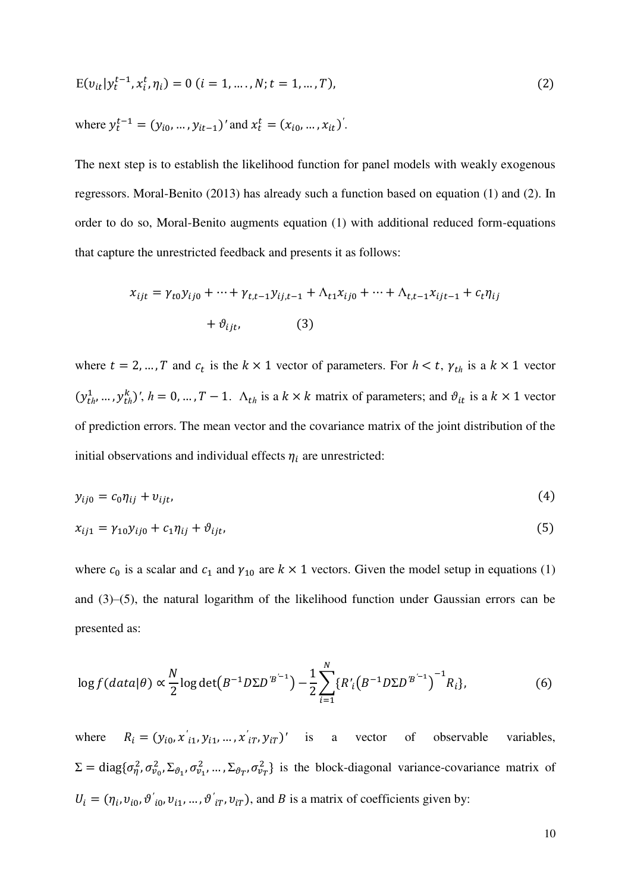$$\mathrm{E}(\upsilon_{it}|y_t^{t-1}, x_i^t, \eta_i) = 0 \; (i = 1, \ldots., N; t = 1, \ldots, T), \tag{2}$$

where $y_t^{t-1} = (y_{i0}, \ldots, y_{it-1})'$ and $x_t^t = (x_{i0}, \ldots, x_{it})'$.

The next step is to establish the likelihood function for panel models with weakly exogenous regressors. Moral-Benito (2013) has already such a function based on equation (1) and (2). In order to do so, Moral-Benito augments equation (1) with additional reduced form-equations that capture the unrestricted feedback and presents it as follows:

$$x_{ijt} = \gamma_{t0} y_{ij0} + \cdots + \gamma_{t,t-1} y_{ij,t-1} + \Lambda_{t1} x_{ij0} + \cdots + \Lambda_{t,t-1} x_{ijt-1} + c_t \eta_{ij} + \vartheta_{ijt}, \tag{3}$$

where $t = 2, \ldots, T$ and $c_t$ is the $k \times 1$ vector of parameters. For $h < t$, $\gamma_{th}$ is a $k \times 1$ vector $(y_{th}^1, \ldots, y_{th}^k)'$, $h = 0, \ldots, T-1$. $\Lambda_{th}$ is a $k \times k$ matrix of parameters; and $\vartheta_{it}$ is a $k \times 1$ vector of prediction errors. The mean vector and the covariance matrix of the joint distribution of the initial observations and individual effects $\eta_i$ are unrestricted:

$$y_{ij0} = c_0 \eta_{ij} + \upsilon_{ijt}, \tag{4}$$

$$x_{ij1} = \gamma_{10} y_{ij0} + c_1 \eta_{ij} + \vartheta_{ijt}, \tag{5}$$

where $c_0$ is a scalar and $c_1$ and $\gamma_{10}$ are $k \times 1$ vectors. Given the model setup in equations (1) and (3)–(5), the natural logarithm of the likelihood function under Gaussian errors can be presented as:

$$\log f(data|\theta) \propto \frac{N}{2} \log \det\left(B^{-1} D \Sigma D' B'^{-1}\right) - \frac{1}{2} \sum_{i=1}^{N} \{R'_i \left(B^{-1} D \Sigma D' B'^{-1}\right)^{-1} R_i\}, \tag{6}$$

where $R_i = (y_{i0}, x'_{i1}, y_{i1}, \ldots, x'_{iT}, y_{iT})'$ is a vector of observable variables, $\Sigma = \mathrm{diag}\{\sigma_\eta^2, \sigma_{\upsilon_0}^2, \Sigma_{\vartheta_1}, \sigma_{\upsilon_1}^2, \ldots, \Sigma_{\vartheta_T}, \sigma_{\upsilon_T}^2\}$ is the block-diagonal variance-covariance matrix of $U_i = (\eta_i, \upsilon_{i0}, \vartheta'_{i0}, \upsilon_{i1}, \ldots, \vartheta'_{iT}, \upsilon_{iT})$, and $B$ is a matrix of coefficients given by: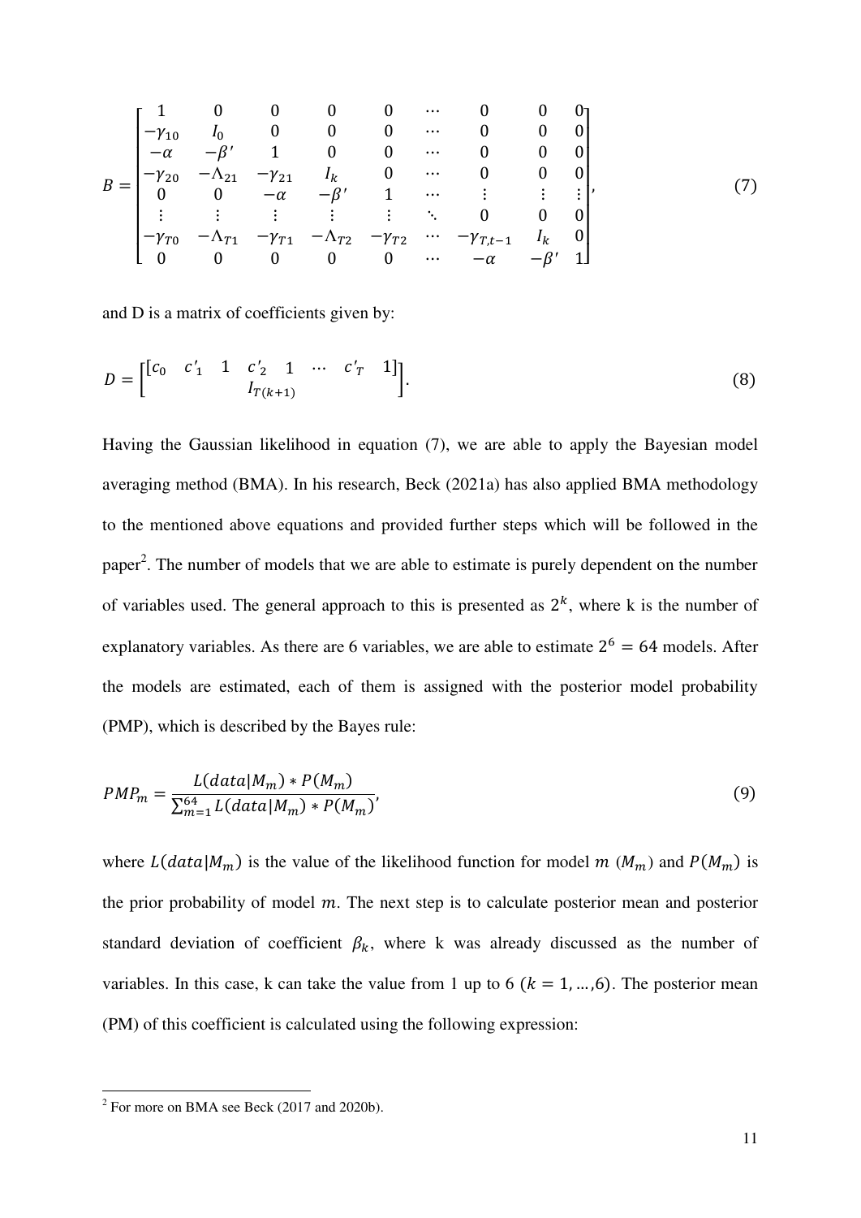$$B = \begin{bmatrix} 1 & 0 & 0 & 0 & 0 & \cdots & 0 & 0 & 0 \\ -\gamma_{10} & I_0 & 0 & 0 & 0 & \cdots & 0 & 0 & 0 \\ -\alpha & -\beta' & 1 & 0 & 0 & \cdots & 0 & 0 & 0 \\ -\gamma_{20} & -\Lambda_{21} & -\gamma_{21} & I_k & 0 & \cdots & 0 & 0 & 0 \\ 0 & 0 & -\alpha & -\beta' & 1 & \cdots & \vdots & \vdots & \vdots \\ \vdots & \vdots & \vdots & \vdots & \vdots & \ddots & 0 & 0 & 0 \\ -\gamma_{T0} & -\Lambda_{T1} & -\gamma_{T1} & -\Lambda_{T2} & -\gamma_{T2} & \cdots & -\gamma_{T,t-1} & I_k & 0 \\ 0 & 0 & 0 & 0 & 0 & \cdots & -\alpha & -\beta' & 1 \end{bmatrix}, \tag{7}$$

and D is a matrix of coefficients given by:

$$D = \begin{bmatrix} [c_0 \quad c'_1 \quad 1 \quad c'_2 \quad 1 \quad \cdots \quad c'_T \quad 1] \\ I_{T(k+1)} \end{bmatrix}. \tag{8}$$

Having the Gaussian likelihood in equation (7), we are able to apply the Bayesian model averaging method (BMA). In his research, Beck (2021a) has also applied BMA methodology to the mentioned above equations and provided further steps which will be followed in the paper[2]. The number of models that we are able to estimate is purely dependent on the number of variables used. The general approach to this is presented as $2^k$, where k is the number of explanatory variables. As there are 6 variables, we are able to estimate $2^6 = 64$ models. After the models are estimated, each of them is assigned with the posterior model probability (PMP), which is described by the Bayes rule:

$$PMP_m = \frac{L(data|M_m) * P(M_m)}{\sum_{m=1}^{64} L(data|M_m) * P(M_m)}, \tag{9}$$

where $L(data|M_m)$ is the value of the likelihood function for model $m$ ($M_m$) and $P(M_m)$ is the prior probability of model $m$. The next step is to calculate posterior mean and posterior standard deviation of coefficient $\beta_k$, where k was already discussed as the number of variables. In this case, k can take the value from 1 up to 6 ($k = 1, \ldots, 6$). The posterior mean (PM) of this coefficient is calculated using the following expression:

[2] For more on BMA see Beck (2017 and 2020b).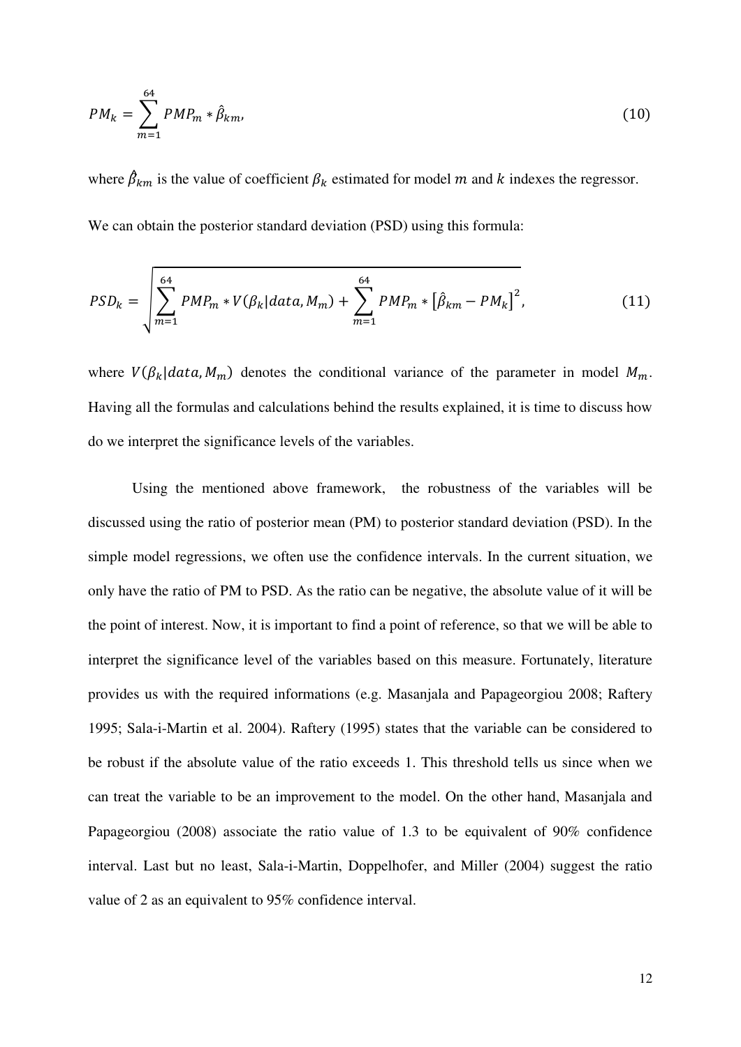$$PM_k = \sum_{m=1}^{64} PMP_m * \hat{\beta}_{km}, \tag{10}$$

where $\hat{\beta}_{km}$ is the value of coefficient $\beta_k$ estimated for model $m$ and $k$ indexes the regressor.

We can obtain the posterior standard deviation (PSD) using this formula:

$$PSD_k = \sqrt{\sum_{m=1}^{64} PMP_m * V(\beta_k | data, M_m) + \sum_{m=1}^{64} PMP_m * \left[\hat{\beta}_{km} - PM_k\right]^2}, \tag{11}$$

where $V(\beta_k | data, M_m)$ denotes the conditional variance of the parameter in model $M_m$. Having all the formulas and calculations behind the results explained, it is time to discuss how do we interpret the significance levels of the variables.

Using the mentioned above framework, the robustness of the variables will be discussed using the ratio of posterior mean (PM) to posterior standard deviation (PSD). In the simple model regressions, we often use the confidence intervals. In the current situation, we only have the ratio of PM to PSD. As the ratio can be negative, the absolute value of it will be the point of interest. Now, it is important to find a point of reference, so that we will be able to interpret the significance level of the variables based on this measure. Fortunately, literature provides us with the required informations (e.g. Masanjala and Papageorgiou 2008; Raftery 1995; Sala-i-Martin et al. 2004). Raftery (1995) states that the variable can be considered to be robust if the absolute value of the ratio exceeds 1. This threshold tells us since when we can treat the variable to be an improvement to the model. On the other hand, Masanjala and Papageorgiou (2008) associate the ratio value of 1.3 to be equivalent of 90% confidence interval. Last but no least, Sala-i-Martin, Doppelhofer, and Miller (2004) suggest the ratio value of 2 as an equivalent to 95% confidence interval.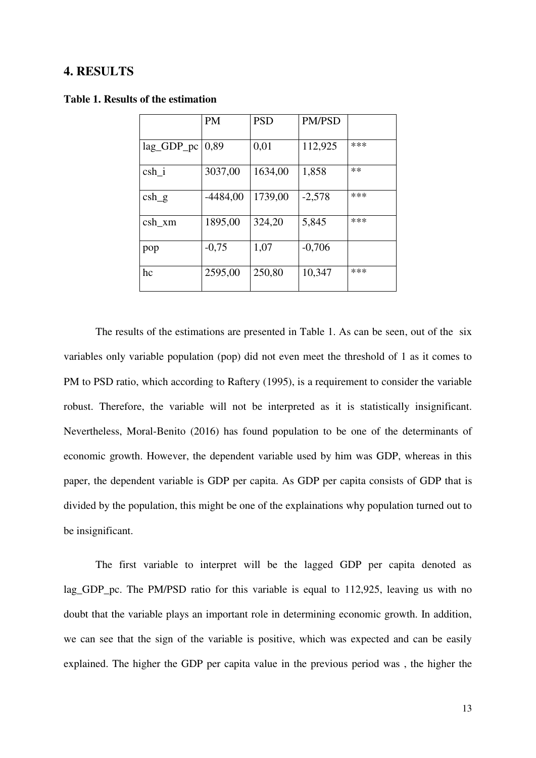## 4. RESULTS

**Table 1. Results of the estimation**

| | PM | PSD | PM/PSD | |
|---|---|---|---|---|
| lag_GDP_pc | 0,89 | 0,01 | 112,925 | *** |
| csh_i | 3037,00 | 1634,00 | 1,858 | ** |
| csh_g | -4484,00 | 1739,00 | -2,578 | *** |
| csh_xm | 1895,00 | 324,20 | 5,845 | *** |
| pop | -0,75 | 1,07 | -0,706 | |
| hc | 2595,00 | 250,80 | 10,347 | *** |

The results of the estimations are presented in Table 1. As can be seen, out of the six variables only variable population (pop) did not even meet the threshold of 1 as it comes to PM to PSD ratio, which according to Raftery (1995), is a requirement to consider the variable robust. Therefore, the variable will not be interpreted as it is statistically insignificant. Nevertheless, Moral-Benito (2016) has found population to be one of the determinants of economic growth. However, the dependent variable used by him was GDP, whereas in this paper, the dependent variable is GDP per capita. As GDP per capita consists of GDP that is divided by the population, this might be one of the explainations why population turned out to be insignificant.

The first variable to interpret will be the lagged GDP per capita denoted as lag_GDP_pc. The PM/PSD ratio for this variable is equal to 112,925, leaving us with no doubt that the variable plays an important role in determining economic growth. In addition, we can see that the sign of the variable is positive, which was expected and can be easily explained. The higher the GDP per capita value in the previous period was , the higher the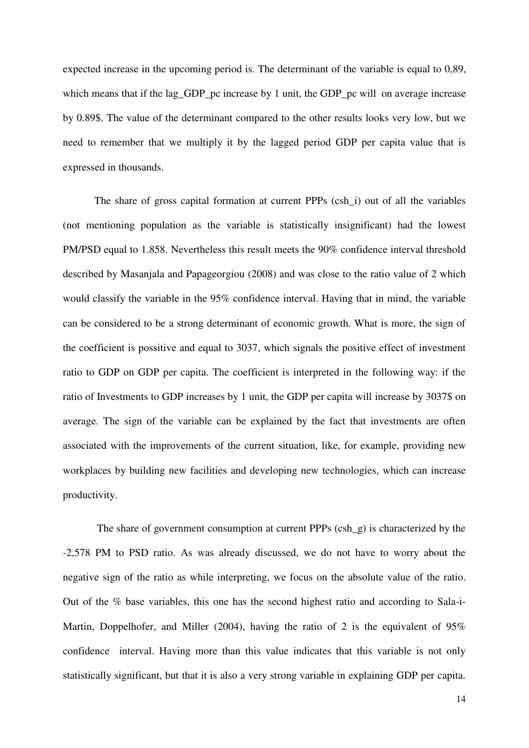expected increase in the upcoming period is. The determinant of the variable is equal to 0,89, which means that if the lag_GDP_pc increase by 1 unit, the GDP_pc will on average increase by 0.89$. The value of the determinant compared to the other results looks very low, but we need to remember that we multiply it by the lagged period GDP per capita value that is expressed in thousands.

The share of gross capital formation at current PPPs (csh_i) out of all the variables (not mentioning population as the variable is statistically insignificant) had the lowest PM/PSD equal to 1.858. Nevertheless this result meets the 90% confidence interval threshold described by Masanjala and Papageorgiou (2008) and was close to the ratio value of 2 which would classify the variable in the 95% confidence interval. Having that in mind, the variable can be considered to be a strong determinant of economic growth. What is more, the sign of the coefficient is possitive and equal to 3037, which signals the positive effect of investment ratio to GDP on GDP per capita. The coefficient is interpreted in the following way: if the ratio of Investments to GDP increases by 1 unit, the GDP per capita will increase by 3037$ on average. The sign of the variable can be explained by the fact that investments are often associated with the improvements of the current situation, like, for example, providing new workplaces by building new facilities and developing new technologies, which can increase productivity.

The share of government consumption at current PPPs (csh_g) is characterized by the -2,578 PM to PSD ratio. As was already discussed, we do not have to worry about the negative sign of the ratio as while interpreting, we focus on the absolute value of the ratio. Out of the % base variables, this one has the second highest ratio and according to Sala-i-Martin, Doppelhofer, and Miller (2004), having the ratio of 2 is the equivalent of 95% confidence interval. Having more than this value indicates that this variable is not only statistically significant, but that it is also a very strong variable in explaining GDP per capita.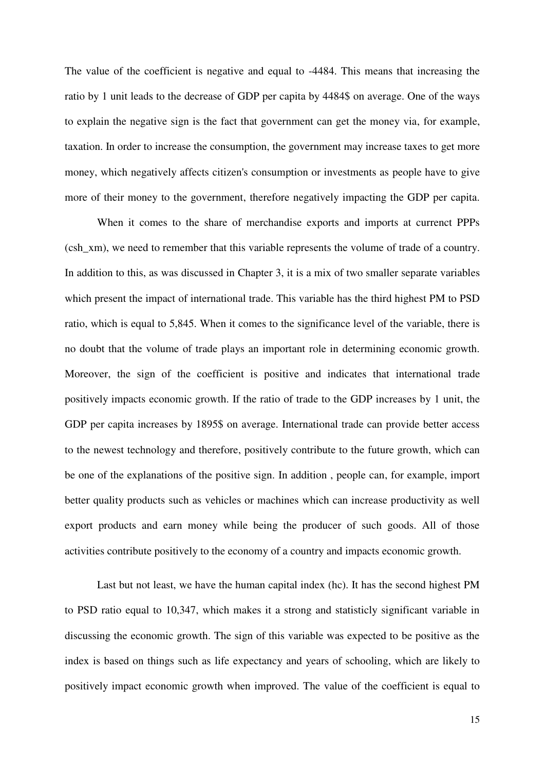The value of the coefficient is negative and equal to -4484. This means that increasing the ratio by 1 unit leads to the decrease of GDP per capita by 4484$ on average. One of the ways to explain the negative sign is the fact that government can get the money via, for example, taxation. In order to increase the consumption, the government may increase taxes to get more money, which negatively affects citizen's consumption or investments as people have to give more of their money to the government, therefore negatively impacting the GDP per capita.

When it comes to the share of merchandise exports and imports at currenct PPPs (csh_xm), we need to remember that this variable represents the volume of trade of a country. In addition to this, as was discussed in Chapter 3, it is a mix of two smaller separate variables which present the impact of international trade. This variable has the third highest PM to PSD ratio, which is equal to 5,845. When it comes to the significance level of the variable, there is no doubt that the volume of trade plays an important role in determining economic growth. Moreover, the sign of the coefficient is positive and indicates that international trade positively impacts economic growth. If the ratio of trade to the GDP increases by 1 unit, the GDP per capita increases by 1895$ on average. International trade can provide better access to the newest technology and therefore, positively contribute to the future growth, which can be one of the explanations of the positive sign. In addition , people can, for example, import better quality products such as vehicles or machines which can increase productivity as well export products and earn money while being the producer of such goods. All of those activities contribute positively to the economy of a country and impacts economic growth.

Last but not least, we have the human capital index (hc). It has the second highest PM to PSD ratio equal to 10,347, which makes it a strong and statisticly significant variable in discussing the economic growth. The sign of this variable was expected to be positive as the index is based on things such as life expectancy and years of schooling, which are likely to positively impact economic growth when improved. The value of the coefficient is equal to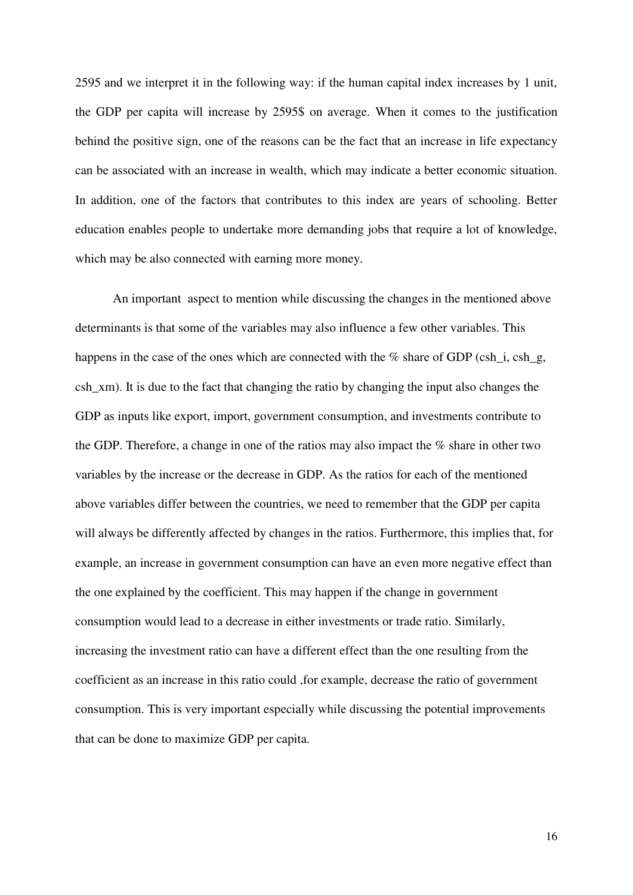2595 and we interpret it in the following way: if the human capital index increases by 1 unit, the GDP per capita will increase by 2595$ on average. When it comes to the justification behind the positive sign, one of the reasons can be the fact that an increase in life expectancy can be associated with an increase in wealth, which may indicate a better economic situation. In addition, one of the factors that contributes to this index are years of schooling. Better education enables people to undertake more demanding jobs that require a lot of knowledge, which may be also connected with earning more money.

An important aspect to mention while discussing the changes in the mentioned above determinants is that some of the variables may also influence a few other variables. This happens in the case of the ones which are connected with the % share of GDP (csh_i, csh_g, csh_xm). It is due to the fact that changing the ratio by changing the input also changes the GDP as inputs like export, import, government consumption, and investments contribute to the GDP. Therefore, a change in one of the ratios may also impact the % share in other two variables by the increase or the decrease in GDP. As the ratios for each of the mentioned above variables differ between the countries, we need to remember that the GDP per capita will always be differently affected by changes in the ratios. Furthermore, this implies that, for example, an increase in government consumption can have an even more negative effect than the one explained by the coefficient. This may happen if the change in government consumption would lead to a decrease in either investments or trade ratio. Similarly, increasing the investment ratio can have a different effect than the one resulting from the coefficient as an increase in this ratio could ,for example, decrease the ratio of government consumption. This is very important especially while discussing the potential improvements that can be done to maximize GDP per capita.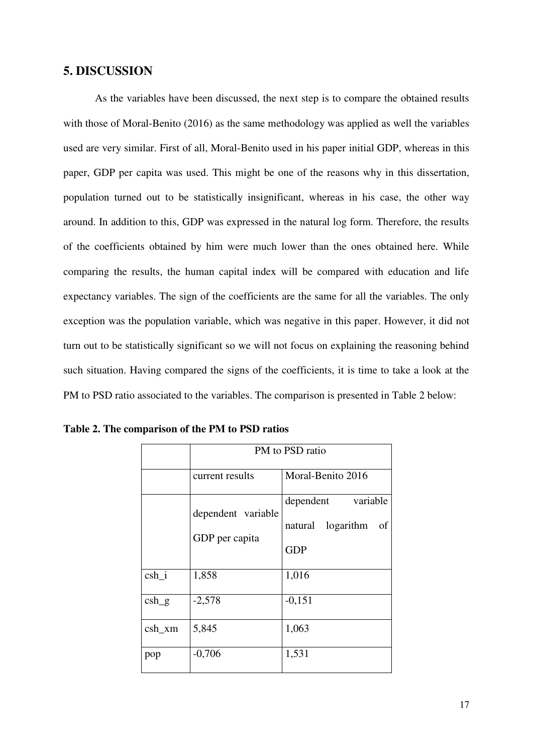## 5. DISCUSSION

As the variables have been discussed, the next step is to compare the obtained results with those of Moral-Benito (2016) as the same methodology was applied as well the variables used are very similar. First of all, Moral-Benito used in his paper initial GDP, whereas in this paper, GDP per capita was used. This might be one of the reasons why in this dissertation, population turned out to be statistically insignificant, whereas in his case, the other way around. In addition to this, GDP was expressed in the natural log form. Therefore, the results of the coefficients obtained by him were much lower than the ones obtained here. While comparing the results, the human capital index will be compared with education and life expectancy variables. The sign of the coefficients are the same for all the variables. The only exception was the population variable, which was negative in this paper. However, it did not turn out to be statistically significant so we will not focus on explaining the reasoning behind such situation. Having compared the signs of the coefficients, it is time to take a look at the PM to PSD ratio associated to the variables. The comparison is presented in Table 2 below:

**Table 2. The comparison of the PM to PSD ratios**

| | PM to PSD ratio | |
|---|---|---|
| | current results | Moral-Benito 2016 |
| | dependent variable GDP per capita | dependent variable natural logarithm of GDP |
| csh_i | 1,858 | 1,016 |
| csh_g | -2,578 | -0,151 |
| csh_xm | 5,845 | 1,063 |
| pop | -0,706 | 1,531 |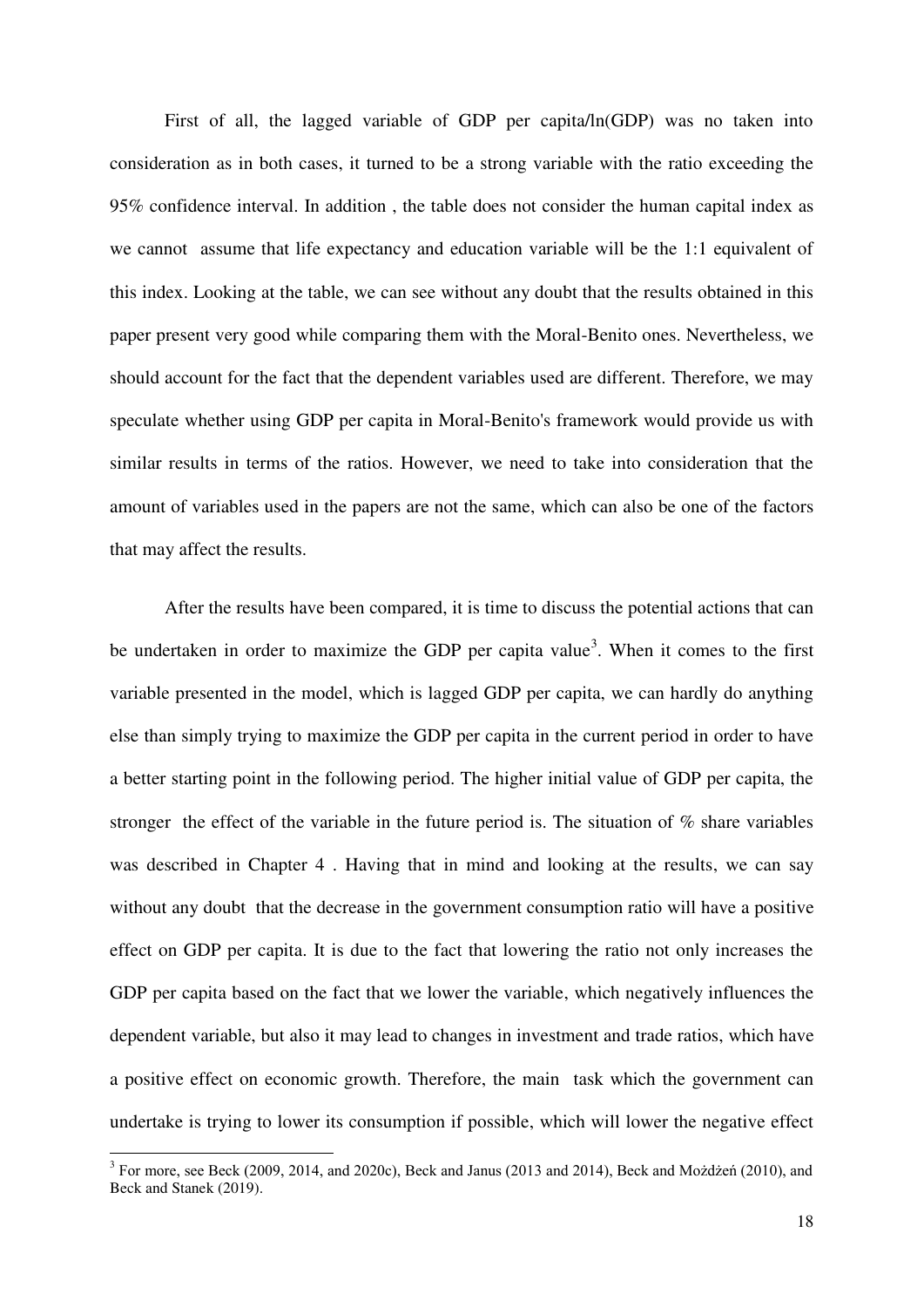First of all, the lagged variable of GDP per capita/ln(GDP) was no taken into consideration as in both cases, it turned to be a strong variable with the ratio exceeding the 95% confidence interval. In addition , the table does not consider the human capital index as we cannot assume that life expectancy and education variable will be the 1:1 equivalent of this index. Looking at the table, we can see without any doubt that the results obtained in this paper present very good while comparing them with the Moral-Benito ones. Nevertheless, we should account for the fact that the dependent variables used are different. Therefore, we may speculate whether using GDP per capita in Moral-Benito's framework would provide us with similar results in terms of the ratios. However, we need to take into consideration that the amount of variables used in the papers are not the same, which can also be one of the factors that may affect the results.

After the results have been compared, it is time to discuss the potential actions that can be undertaken in order to maximize the GDP per capita value[3]. When it comes to the first variable presented in the model, which is lagged GDP per capita, we can hardly do anything else than simply trying to maximize the GDP per capita in the current period in order to have a better starting point in the following period. The higher initial value of GDP per capita, the stronger the effect of the variable in the future period is. The situation of % share variables was described in Chapter 4 . Having that in mind and looking at the results, we can say without any doubt that the decrease in the government consumption ratio will have a positive effect on GDP per capita. It is due to the fact that lowering the ratio not only increases the GDP per capita based on the fact that we lower the variable, which negatively influences the dependent variable, but also it may lead to changes in investment and trade ratios, which have a positive effect on economic growth. Therefore, the main task which the government can undertake is trying to lower its consumption if possible, which will lower the negative effect

[3] For more, see Beck (2009, 2014, and 2020c), Beck and Janus (2013 and 2014), Beck and Możdżeń (2010), and Beck and Stanek (2019).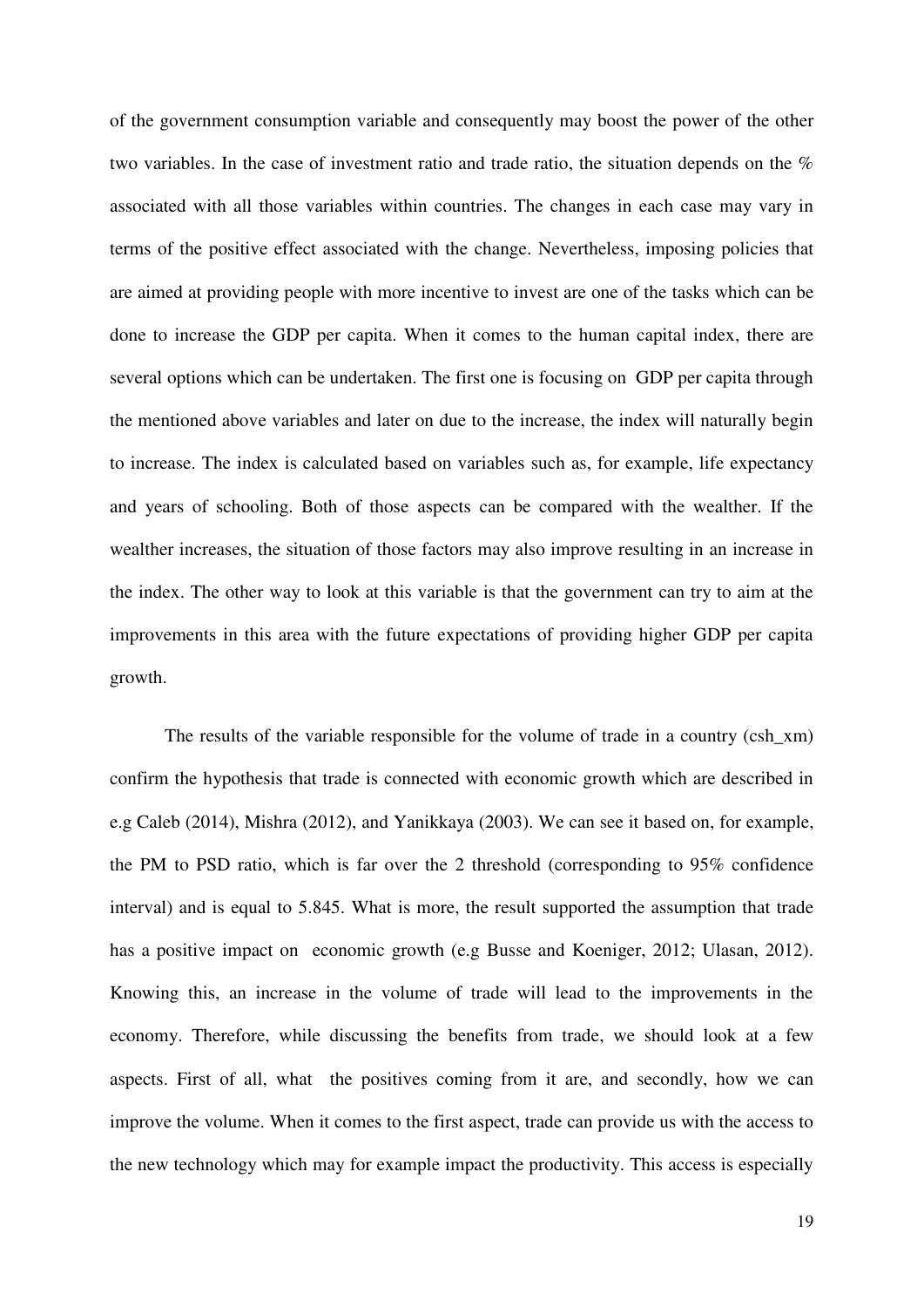of the government consumption variable and consequently may boost the power of the other two variables. In the case of investment ratio and trade ratio, the situation depends on the % associated with all those variables within countries. The changes in each case may vary in terms of the positive effect associated with the change. Nevertheless, imposing policies that are aimed at providing people with more incentive to invest are one of the tasks which can be done to increase the GDP per capita. When it comes to the human capital index, there are several options which can be undertaken. The first one is focusing on GDP per capita through the mentioned above variables and later on due to the increase, the index will naturally begin to increase. The index is calculated based on variables such as, for example, life expectancy and years of schooling. Both of those aspects can be compared with the wealther. If the wealther increases, the situation of those factors may also improve resulting in an increase in the index. The other way to look at this variable is that the government can try to aim at the improvements in this area with the future expectations of providing higher GDP per capita growth.

The results of the variable responsible for the volume of trade in a country (csh_xm) confirm the hypothesis that trade is connected with economic growth which are described in e.g Caleb (2014), Mishra (2012), and Yanikkaya (2003). We can see it based on, for example, the PM to PSD ratio, which is far over the 2 threshold (corresponding to 95% confidence interval) and is equal to 5.845. What is more, the result supported the assumption that trade has a positive impact on economic growth (e.g Busse and Koeniger, 2012; Ulasan, 2012). Knowing this, an increase in the volume of trade will lead to the improvements in the economy. Therefore, while discussing the benefits from trade, we should look at a few aspects. First of all, what the positives coming from it are, and secondly, how we can improve the volume. When it comes to the first aspect, trade can provide us with the access to the new technology which may for example impact the productivity. This access is especially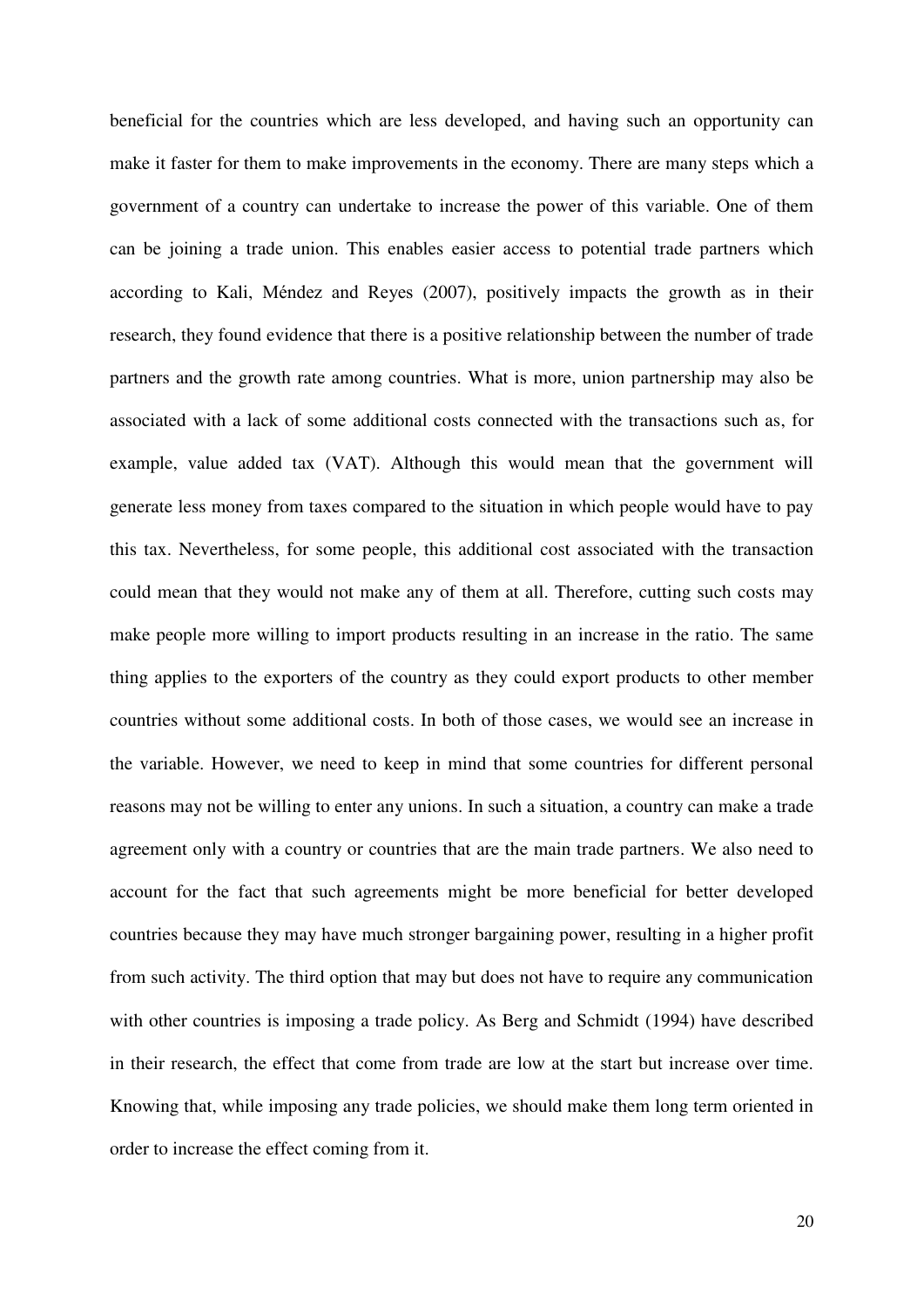beneficial for the countries which are less developed, and having such an opportunity can make it faster for them to make improvements in the economy. There are many steps which a government of a country can undertake to increase the power of this variable. One of them can be joining a trade union. This enables easier access to potential trade partners which according to Kali, Méndez and Reyes (2007), positively impacts the growth as in their research, they found evidence that there is a positive relationship between the number of trade partners and the growth rate among countries. What is more, union partnership may also be associated with a lack of some additional costs connected with the transactions such as, for example, value added tax (VAT). Although this would mean that the government will generate less money from taxes compared to the situation in which people would have to pay this tax. Nevertheless, for some people, this additional cost associated with the transaction could mean that they would not make any of them at all. Therefore, cutting such costs may make people more willing to import products resulting in an increase in the ratio. The same thing applies to the exporters of the country as they could export products to other member countries without some additional costs. In both of those cases, we would see an increase in the variable. However, we need to keep in mind that some countries for different personal reasons may not be willing to enter any unions. In such a situation, a country can make a trade agreement only with a country or countries that are the main trade partners. We also need to account for the fact that such agreements might be more beneficial for better developed countries because they may have much stronger bargaining power, resulting in a higher profit from such activity. The third option that may but does not have to require any communication with other countries is imposing a trade policy. As Berg and Schmidt (1994) have described in their research, the effect that come from trade are low at the start but increase over time. Knowing that, while imposing any trade policies, we should make them long term oriented in order to increase the effect coming from it.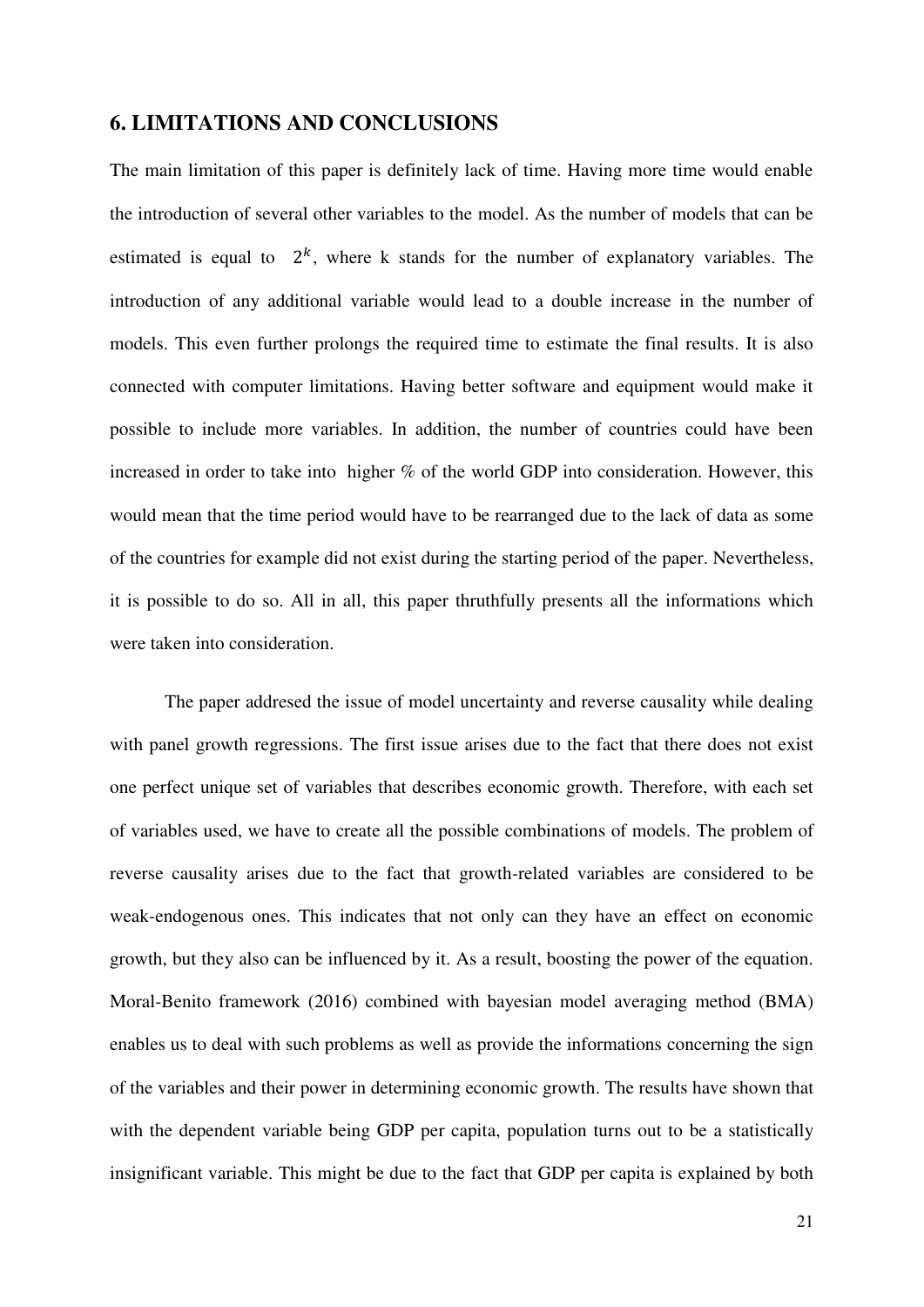## 6. LIMITATIONS AND CONCLUSIONS

The main limitation of this paper is definitely lack of time. Having more time would enable the introduction of several other variables to the model. As the number of models that can be estimated is equal to $2^k$, where k stands for the number of explanatory variables. The introduction of any additional variable would lead to a double increase in the number of models. This even further prolongs the required time to estimate the final results. It is also connected with computer limitations. Having better software and equipment would make it possible to include more variables. In addition, the number of countries could have been increased in order to take into higher % of the world GDP into consideration. However, this would mean that the time period would have to be rearranged due to the lack of data as some of the countries for example did not exist during the starting period of the paper. Nevertheless, it is possible to do so. All in all, this paper thruthfully presents all the informations which were taken into consideration.

The paper addresed the issue of model uncertainty and reverse causality while dealing with panel growth regressions. The first issue arises due to the fact that there does not exist one perfect unique set of variables that describes economic growth. Therefore, with each set of variables used, we have to create all the possible combinations of models. The problem of reverse causality arises due to the fact that growth-related variables are considered to be weak-endogenous ones. This indicates that not only can they have an effect on economic growth, but they also can be influenced by it. As a result, boosting the power of the equation. Moral-Benito framework (2016) combined with bayesian model averaging method (BMA) enables us to deal with such problems as well as provide the informations concerning the sign of the variables and their power in determining economic growth. The results have shown that with the dependent variable being GDP per capita, population turns out to be a statistically insignificant variable. This might be due to the fact that GDP per capita is explained by both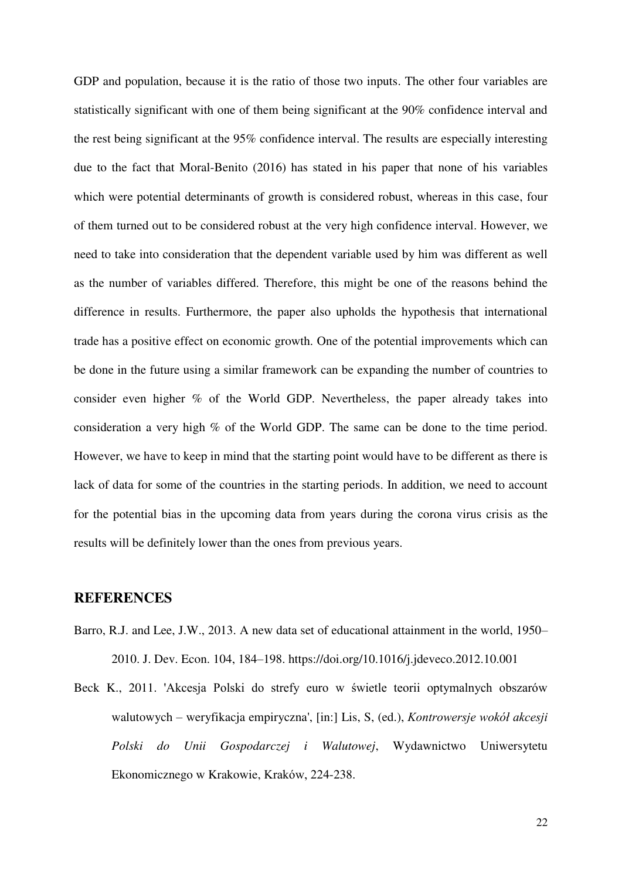GDP and population, because it is the ratio of those two inputs. The other four variables are statistically significant with one of them being significant at the 90% confidence interval and the rest being significant at the 95% confidence interval. The results are especially interesting due to the fact that Moral-Benito (2016) has stated in his paper that none of his variables which were potential determinants of growth is considered robust, whereas in this case, four of them turned out to be considered robust at the very high confidence interval. However, we need to take into consideration that the dependent variable used by him was different as well as the number of variables differed. Therefore, this might be one of the reasons behind the difference in results. Furthermore, the paper also upholds the hypothesis that international trade has a positive effect on economic growth. One of the potential improvements which can be done in the future using a similar framework can be expanding the number of countries to consider even higher % of the World GDP. Nevertheless, the paper already takes into consideration a very high % of the World GDP. The same can be done to the time period. However, we have to keep in mind that the starting point would have to be different as there is lack of data for some of the countries in the starting periods. In addition, we need to account for the potential bias in the upcoming data from years during the corona virus crisis as the results will be definitely lower than the ones from previous years.

## REFERENCES

Barro, R.J. and Lee, J.W., 2013. A new data set of educational attainment in the world, 1950–2010. J. Dev. Econ. 104, 184–198. https://doi.org/10.1016/j.jdeveco.2012.10.001

Beck K., 2011. 'Akcesja Polski do strefy euro w świetle teorii optymalnych obszarów walutowych – weryfikacja empiryczna', [in:] Lis, S, (ed.), *Kontrowersje wokół akcesji Polski do Unii Gospodarczej i Walutowej*, Wydawnictwo Uniwersytetu Ekonomicznego w Krakowie, Kraków, 224-238.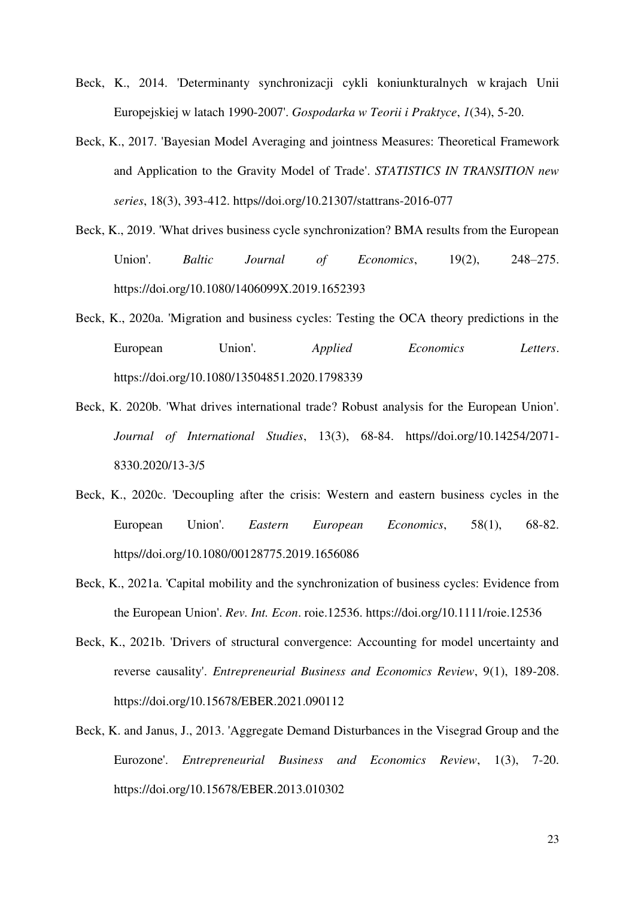Beck, K., 2014. 'Determinanty synchronizacji cykli koniunkturalnych w krajach Unii Europejskiej w latach 1990-2007'. *Gospodarka w Teorii i Praktyce*, *1*(34), 5-20.

Beck, K., 2017. 'Bayesian Model Averaging and jointness Measures: Theoretical Framework and Application to the Gravity Model of Trade'. *STATISTICS IN TRANSITION new series*, 18(3), 393-412. https//doi.org/10.21307/stattrans-2016-077

Beck, K., 2019. 'What drives business cycle synchronization? BMA results from the European Union'. *Baltic Journal of Economics*, 19(2), 248–275. https://doi.org/10.1080/1406099X.2019.1652393

Beck, K., 2020a. 'Migration and business cycles: Testing the OCA theory predictions in the European Union'. *Applied Economics Letters*. https://doi.org/10.1080/13504851.2020.1798339

Beck, K. 2020b. 'What drives international trade? Robust analysis for the European Union'. *Journal of International Studies*, 13(3), 68-84. https//doi.org/10.14254/2071-8330.2020/13-3/5

Beck, K., 2020c. 'Decoupling after the crisis: Western and eastern business cycles in the European Union'. *Eastern European Economics*, 58(1), 68-82. https//doi.org/10.1080/00128775.2019.1656086

Beck, K., 2021a. 'Capital mobility and the synchronization of business cycles: Evidence from the European Union'. *Rev. Int. Econ*. roie.12536. https://doi.org/10.1111/roie.12536

Beck, K., 2021b. 'Drivers of structural convergence: Accounting for model uncertainty and reverse causality'. *Entrepreneurial Business and Economics Review*, 9(1), 189-208. https://doi.org/10.15678/EBER.2021.090112

Beck, K. and Janus, J., 2013. 'Aggregate Demand Disturbances in the Visegrad Group and the Eurozone'. *Entrepreneurial Business and Economics Review*, 1(3), 7-20. https://doi.org/10.15678/EBER.2013.010302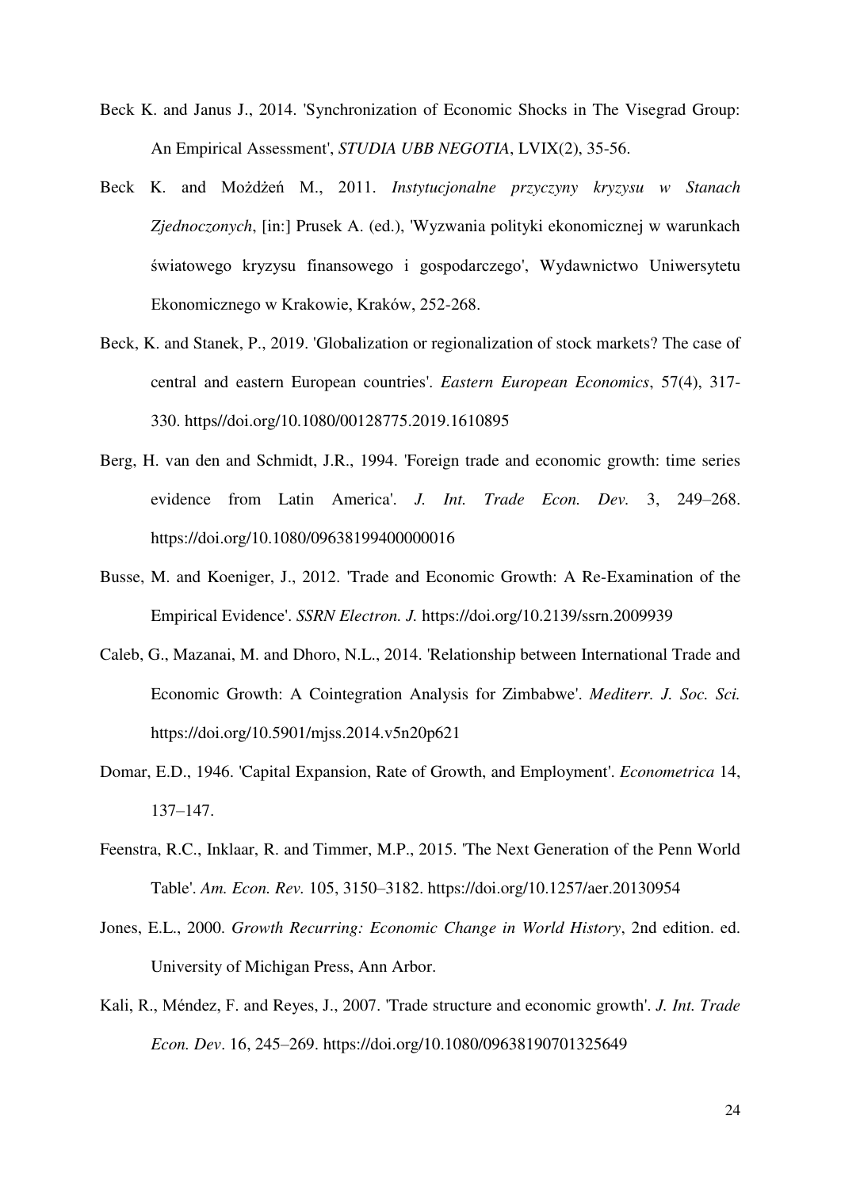Beck K. and Janus J., 2014. 'Synchronization of Economic Shocks in The Visegrad Group: An Empirical Assessment', *STUDIA UBB NEGOTIA*, LVIX(2), 35-56.

Beck K. and Możdżeń M., 2011. *Instytucjonalne przyczyny kryzysu w Stanach Zjednoczonych*, [in:] Prusek A. (ed.), 'Wyzwania polityki ekonomicznej w warunkach światowego kryzysu finansowego i gospodarczego', Wydawnictwo Uniwersytetu Ekonomicznego w Krakowie, Kraków, 252-268.

Beck, K. and Stanek, P., 2019. 'Globalization or regionalization of stock markets? The case of central and eastern European countries'. *Eastern European Economics*, 57(4), 317-330. https//doi.org/10.1080/00128775.2019.1610895

Berg, H. van den and Schmidt, J.R., 1994. 'Foreign trade and economic growth: time series evidence from Latin America'. *J. Int. Trade Econ. Dev.* 3, 249–268. https://doi.org/10.1080/09638199400000016

Busse, M. and Koeniger, J., 2012. 'Trade and Economic Growth: A Re-Examination of the Empirical Evidence'. *SSRN Electron. J.* https://doi.org/10.2139/ssrn.2009939

Caleb, G., Mazanai, M. and Dhoro, N.L., 2014. 'Relationship between International Trade and Economic Growth: A Cointegration Analysis for Zimbabwe'. *Mediterr. J. Soc. Sci.* https://doi.org/10.5901/mjss.2014.v5n20p621

Domar, E.D., 1946. 'Capital Expansion, Rate of Growth, and Employment'. *Econometrica* 14, 137–147.

Feenstra, R.C., Inklaar, R. and Timmer, M.P., 2015. 'The Next Generation of the Penn World Table'. *Am. Econ. Rev.* 105, 3150–3182. https://doi.org/10.1257/aer.20130954

Jones, E.L., 2000. *Growth Recurring: Economic Change in World History*, 2nd edition. ed. University of Michigan Press, Ann Arbor.

Kali, R., Méndez, F. and Reyes, J., 2007. 'Trade structure and economic growth'. *J. Int. Trade Econ. Dev*. 16, 245–269. https://doi.org/10.1080/09638190701325649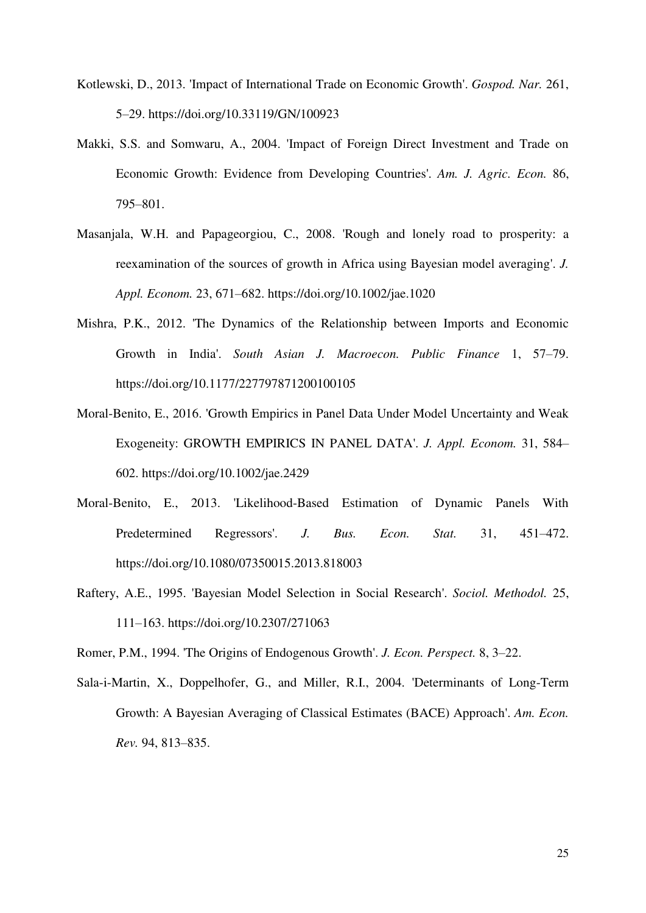Kotlewski, D., 2013. 'Impact of International Trade on Economic Growth'. *Gospod. Nar.* 261, 5–29. https://doi.org/10.33119/GN/100923

Makki, S.S. and Somwaru, A., 2004. 'Impact of Foreign Direct Investment and Trade on Economic Growth: Evidence from Developing Countries'. *Am. J. Agric. Econ.* 86, 795–801.

Masanjala, W.H. and Papageorgiou, C., 2008. 'Rough and lonely road to prosperity: a reexamination of the sources of growth in Africa using Bayesian model averaging'. *J. Appl. Econom.* 23, 671–682. https://doi.org/10.1002/jae.1020

Mishra, P.K., 2012. 'The Dynamics of the Relationship between Imports and Economic Growth in India'. *South Asian J. Macroecon. Public Finance* 1, 57–79. https://doi.org/10.1177/227797871200100105

Moral-Benito, E., 2016. 'Growth Empirics in Panel Data Under Model Uncertainty and Weak Exogeneity: GROWTH EMPIRICS IN PANEL DATA'. *J. Appl. Econom.* 31, 584–602. https://doi.org/10.1002/jae.2429

Moral-Benito, E., 2013. 'Likelihood-Based Estimation of Dynamic Panels With Predetermined Regressors'. *J. Bus. Econ. Stat.* 31, 451–472. https://doi.org/10.1080/07350015.2013.818003

Raftery, A.E., 1995. 'Bayesian Model Selection in Social Research'. *Sociol. Methodol.* 25, 111–163. https://doi.org/10.2307/271063

Romer, P.M., 1994. 'The Origins of Endogenous Growth'. *J. Econ. Perspect.* 8, 3–22.

Sala-i-Martin, X., Doppelhofer, G., and Miller, R.I., 2004. 'Determinants of Long-Term Growth: A Bayesian Averaging of Classical Estimates (BACE) Approach'. *Am. Econ. Rev.* 94, 813–835.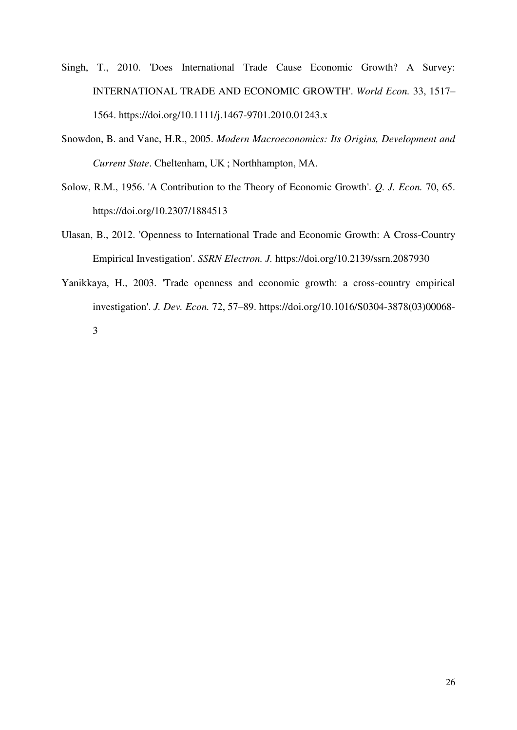Singh, T., 2010. 'Does International Trade Cause Economic Growth? A Survey: INTERNATIONAL TRADE AND ECONOMIC GROWTH'. *World Econ.* 33, 1517–1564. https://doi.org/10.1111/j.1467-9701.2010.01243.x

Snowdon, B. and Vane, H.R., 2005. *Modern Macroeconomics: Its Origins, Development and Current State*. Cheltenham, UK ; Northhampton, MA.

Solow, R.M., 1956. 'A Contribution to the Theory of Economic Growth'. *Q. J. Econ.* 70, 65. https://doi.org/10.2307/1884513

Ulasan, B., 2012. 'Openness to International Trade and Economic Growth: A Cross-Country Empirical Investigation'. *SSRN Electron. J.* https://doi.org/10.2139/ssrn.2087930

Yanikkaya, H., 2003. 'Trade openness and economic growth: a cross-country empirical investigation'. *J. Dev. Econ.* 72, 57–89. https://doi.org/10.1016/S0304-3878(03)00068-3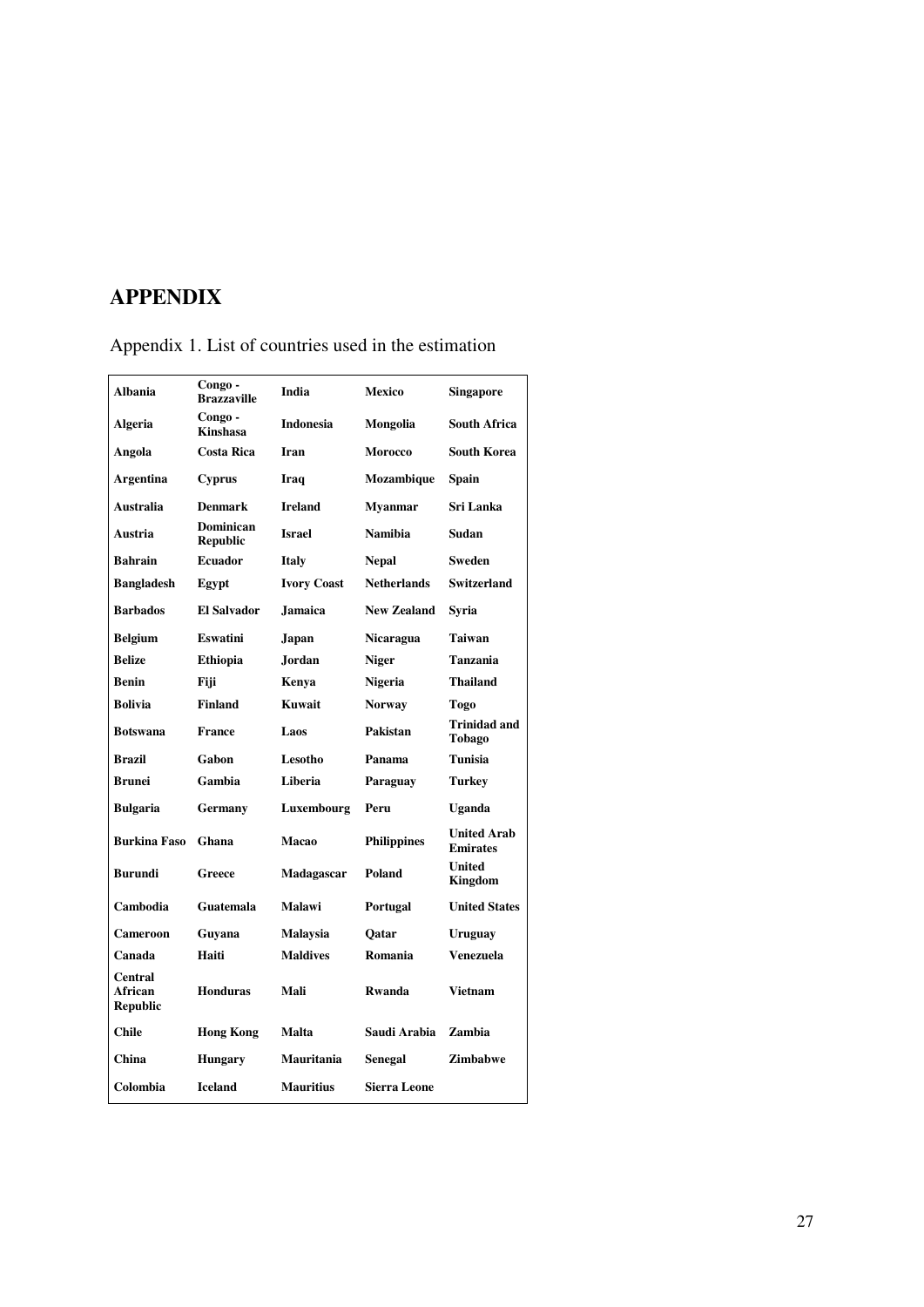# APPENDIX

Appendix 1. List of countries used in the estimation

| | | | | |
|---|---|---|---|---|
| **Albania** | **Congo - Brazzaville** | **India** | **Mexico** | **Singapore** |
| **Algeria** | **Congo - Kinshasa** | **Indonesia** | **Mongolia** | **South Africa** |
| **Angola** | **Costa Rica** | **Iran** | **Morocco** | **South Korea** |
| **Argentina** | **Cyprus** | **Iraq** | **Mozambique** | **Spain** |
| **Australia** | **Denmark** | **Ireland** | **Myanmar** | **Sri Lanka** |
| **Austria** | **Dominican Republic** | **Israel** | **Namibia** | **Sudan** |
| **Bahrain** | **Ecuador** | **Italy** | **Nepal** | **Sweden** |
| **Bangladesh** | **Egypt** | **Ivory Coast** | **Netherlands** | **Switzerland** |
| **Barbados** | **El Salvador** | **Jamaica** | **New Zealand** | **Syria** |
| **Belgium** | **Eswatini** | **Japan** | **Nicaragua** | **Taiwan** |
| **Belize** | **Ethiopia** | **Jordan** | **Niger** | **Tanzania** |
| **Benin** | **Fiji** | **Kenya** | **Nigeria** | **Thailand** |
| **Bolivia** | **Finland** | **Kuwait** | **Norway** | **Togo** |
| **Botswana** | **France** | **Laos** | **Pakistan** | **Trinidad and Tobago** |
| **Brazil** | **Gabon** | **Lesotho** | **Panama** | **Tunisia** |
| **Brunei** | **Gambia** | **Liberia** | **Paraguay** | **Turkey** |
| **Bulgaria** | **Germany** | **Luxembourg** | **Peru** | **Uganda** |
| **Burkina Faso** | **Ghana** | **Macao** | **Philippines** | **United Arab Emirates** |
| **Burundi** | **Greece** | **Madagascar** | **Poland** | **United Kingdom** |
| **Cambodia** | **Guatemala** | **Malawi** | **Portugal** | **United States** |
| **Cameroon** | **Guyana** | **Malaysia** | **Qatar** | **Uruguay** |
| **Canada** | **Haiti** | **Maldives** | **Romania** | **Venezuela** |
| **Central African Republic** | **Honduras** | **Mali** | **Rwanda** | **Vietnam** |
| **Chile** | **Hong Kong** | **Malta** | **Saudi Arabia** | **Zambia** |
| **China** | **Hungary** | **Mauritania** | **Senegal** | **Zimbabwe** |
| **Colombia** | **Iceland** | **Mauritius** | **Sierra Leone** | |